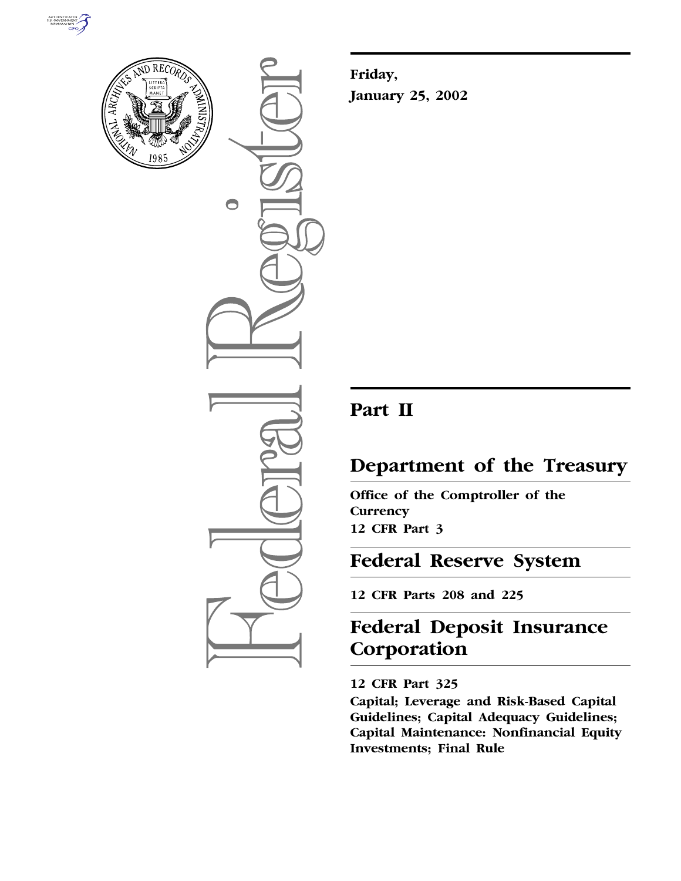Friday,

January 25, 2002

## Part II

# Department of the Treasury

**Office of the Comptroller of the Currency**

**12 CFR Part 3**

# Federal Reserve System

**12 CFR Parts 208 and 225**

# Federal Deposit Insurance Corporation

**12 CFR Part 325**

**Capital; Leverage and Risk-Based Capital Guidelines; Capital Adequacy Guidelines; Capital Maintenance: Nonfinancial Equity Investments; Final Rule**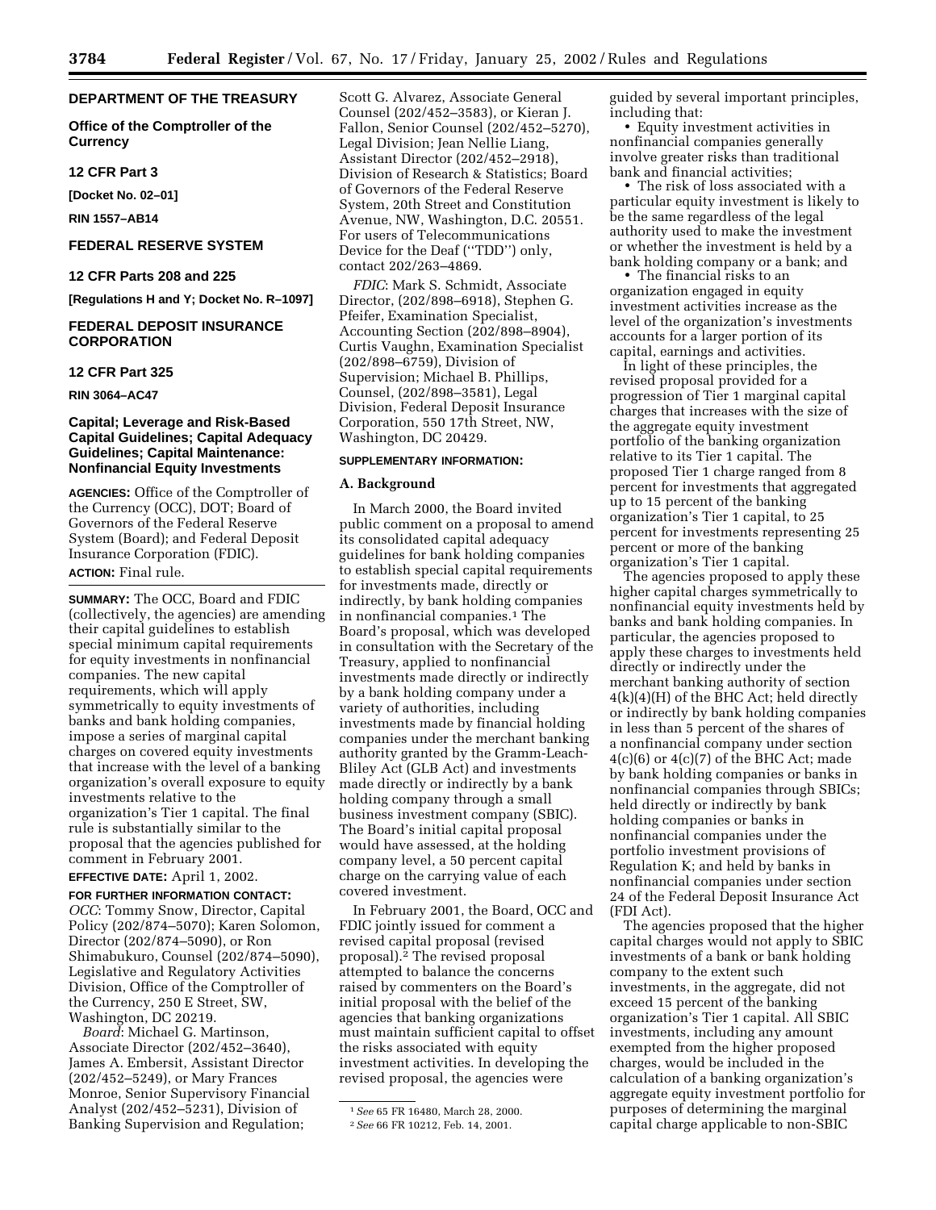## DEPARTMENT OF THE TREASURY

### Office of the Comptroller of the Currency

### 12 CFR Part 3

**[Docket No. 02–01]**

**RIN 1557–AB14**

## FEDERAL RESERVE SYSTEM

### 12 CFR Parts 208 and 225

**[Regulations H and Y; Docket No. R–1097]**

## FEDERAL DEPOSIT INSURANCE CORPORATION

### 12 CFR Part 325

**RIN 3064–AC47**

### Capital; Leverage and Risk-Based Capital Guidelines; Capital Adequacy Guidelines; Capital Maintenance: Nonfinancial Equity Investments

**AGENCIES:** Office of the Comptroller of the Currency (OCC), DOT; Board of Governors of the Federal Reserve System (Board); and Federal Deposit Insurance Corporation (FDIC).

**ACTION:** Final rule.

**SUMMARY:** The OCC, Board and FDIC (collectively, the agencies) are amending their capital guidelines to establish special minimum capital requirements for equity investments in nonfinancial companies. The new capital requirements, which will apply symmetrically to equity investments of banks and bank holding companies, impose a series of marginal capital charges on covered equity investments that increase with the level of a banking organization's overall exposure to equity investments relative to the organization's Tier 1 capital. The final rule is substantially similar to the proposal that the agencies published for comment in February 2001.

**EFFECTIVE DATE:** April 1, 2002.

**FOR FURTHER INFORMATION CONTACT:**

*OCC*: Tommy Snow, Director, Capital Policy (202/874–5070); Karen Solomon, Director (202/874–5090), or Ron Shimabukuro, Counsel (202/874–5090), Legislative and Regulatory Activities Division, Office of the Comptroller of the Currency, 250 E Street, SW, Washington, DC 20219.

*Board*: Michael G. Martinson, Associate Director (202/452–3640), James A. Embersit, Assistant Director (202/452–5249), or Mary Frances Monroe, Senior Supervisory Financial Analyst (202/452–5231), Division of Banking Supervision and Regulation; Scott G. Alvarez, Associate General Counsel (202/452–3583), or Kieran J. Fallon, Senior Counsel (202/452–5270), Legal Division; Jean Nellie Liang, Assistant Director (202/452–2918), Division of Research & Statistics; Board of Governors of the Federal Reserve System, 20th Street and Constitution Avenue, NW, Washington, D.C. 20551. For users of Telecommunications Device for the Deaf (''TDD'') only, contact 202/263–4869.

*FDIC*: Mark S. Schmidt, Associate Director, (202/898–6918), Stephen G. Pfeifer, Examination Specialist, Accounting Section (202/898–8904), Curtis Vaughn, Examination Specialist (202/898–6759), Division of Supervision; Michael B. Phillips, Counsel, (202/898–3581), Legal Division, Federal Deposit Insurance Corporation, 550 17th Street, NW, Washington, DC 20429.

**SUPPLEMENTARY INFORMATION:**

### A. Background

In March 2000, the Board invited public comment on a proposal to amend its consolidated capital adequacy guidelines for bank holding companies to establish special capital requirements for investments made, directly or indirectly, by bank holding companies in nonfinancial companies.[1] The Board's proposal, which was developed in consultation with the Secretary of the Treasury, applied to nonfinancial investments made directly or indirectly by a bank holding company under a variety of authorities, including investments made by financial holding companies under the merchant banking authority granted by the Gramm-Leach-Bliley Act (GLB Act) and investments made directly or indirectly by a bank holding company through a small business investment company (SBIC). The Board's initial capital proposal would have assessed, at the holding company level, a 50 percent capital charge on the carrying value of each covered investment.

In February 2001, the Board, OCC and FDIC jointly issued for comment a revised capital proposal (revised proposal).[2] The revised proposal attempted to balance the concerns raised by commenters on the Board's initial proposal with the belief of the agencies that banking organizations must maintain sufficient capital to offset the risks associated with equity investment activities. In developing the revised proposal, the agencies were guided by several important principles, including that:

• Equity investment activities in nonfinancial companies generally involve greater risks than traditional bank and financial activities;

• The risk of loss associated with a particular equity investment is likely to be the same regardless of the legal authority used to make the investment or whether the investment is held by a bank holding company or a bank; and

• The financial risks to an organization engaged in equity investment activities increase as the level of the organization's investments accounts for a larger portion of its capital, earnings and activities.

In light of these principles, the revised proposal provided for a progression of Tier 1 marginal capital charges that increases with the size of the aggregate equity investment portfolio of the banking organization relative to its Tier 1 capital. The proposed Tier 1 charge ranged from 8 percent for investments that aggregated up to 15 percent of the banking organization's Tier 1 capital, to 25 percent for investments representing 25 percent or more of the banking organization's Tier 1 capital.

The agencies proposed to apply these higher capital charges symmetrically to nonfinancial equity investments held by banks and bank holding companies. In particular, the agencies proposed to apply these charges to investments held directly or indirectly under the merchant banking authority of section 4(k)(4)(H) of the BHC Act; held directly or indirectly by bank holding companies in less than 5 percent of the shares of a nonfinancial company under section 4(c)(6) or 4(c)(7) of the BHC Act; made by bank holding companies or banks in nonfinancial companies through SBICs; held directly or indirectly by bank holding companies or banks in nonfinancial companies under the portfolio investment provisions of Regulation K; and held by banks in nonfinancial companies under section 24 of the Federal Deposit Insurance Act (FDI Act).

The agencies proposed that the higher capital charges would not apply to SBIC investments of a bank or bank holding company to the extent such investments, in the aggregate, did not exceed 15 percent of the banking organization's Tier 1 capital. All SBIC investments, including any amount exempted from the higher proposed charges, would be included in the calculation of a banking organization's aggregate equity investment portfolio for purposes of determining the marginal capital charge applicable to non-SBIC

[1] *See* 65 FR 16480, March 28, 2000.

[2] *See* 66 FR 10212, Feb. 14, 2001.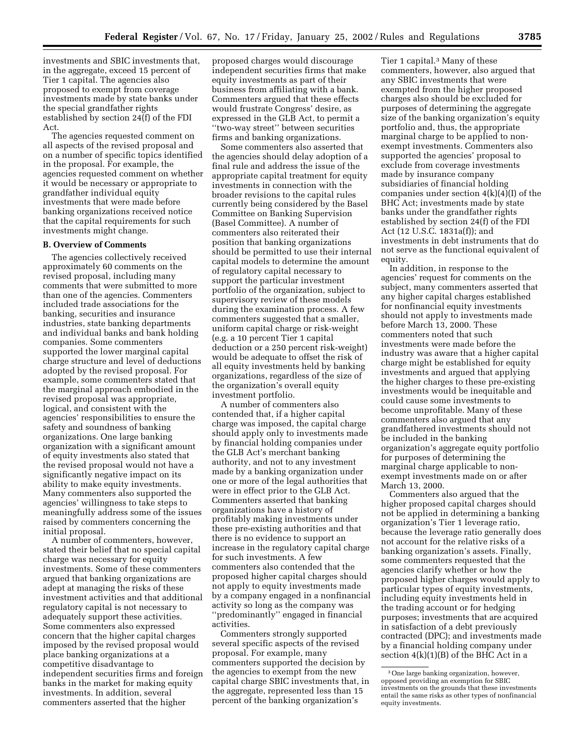investments and SBIC investments that, in the aggregate, exceed 15 percent of Tier 1 capital. The agencies also proposed to exempt from coverage investments made by state banks under the special grandfather rights established by section 24(f) of the FDI Act.

The agencies requested comment on all aspects of the revised proposal and on a number of specific topics identified in the proposal. For example, the agencies requested comment on whether it would be necessary or appropriate to grandfather individual equity investments that were made before banking organizations received notice that the capital requirements for such investments might change.

**B. Overview of Comments**

The agencies collectively received approximately 60 comments on the revised proposal, including many comments that were submitted to more than one of the agencies. Commenters included trade associations for the banking, securities and insurance industries, state banking departments and individual banks and bank holding companies. Some commenters supported the lower marginal capital charge structure and level of deductions adopted by the revised proposal. For example, some commenters stated that the marginal approach embodied in the revised proposal was appropriate, logical, and consistent with the agencies' responsibilities to ensure the safety and soundness of banking organizations. One large banking organization with a significant amount of equity investments also stated that the revised proposal would not have a significantly negative impact on its ability to make equity investments. Many commenters also supported the agencies' willingness to take steps to meaningfully address some of the issues raised by commenters concerning the initial proposal.

A number of commenters, however, stated their belief that no special capital charge was necessary for equity investments. Some of these commenters argued that banking organizations are adept at managing the risks of these investment activities and that additional regulatory capital is not necessary to adequately support these activities. Some commenters also expressed concern that the higher capital charges imposed by the revised proposal would place banking organizations at a competitive disadvantage to independent securities firms and foreign banks in the market for making equity investments. In addition, several commenters asserted that the higher proposed charges would discourage independent securities firms that make equity investments as part of their business from affiliating with a bank. Commenters argued that these effects would frustrate Congress' desire, as expressed in the GLB Act, to permit a ''two-way street'' between securities firms and banking organizations.

Some commenters also asserted that the agencies should delay adoption of a final rule and address the issue of the appropriate capital treatment for equity investments in connection with the broader revisions to the capital rules currently being considered by the Basel Committee on Banking Supervision (Basel Committee). A number of commenters also reiterated their position that banking organizations should be permitted to use their internal capital models to determine the amount of regulatory capital necessary to support the particular investment portfolio of the organization, subject to supervisory review of these models during the examination process. A few commenters suggested that a smaller, uniform capital charge or risk-weight (e.g. a 10 percent Tier 1 capital deduction or a 250 percent risk-weight) would be adequate to offset the risk of all equity investments held by banking organizations, regardless of the size of the organization's overall equity investment portfolio.

A number of commenters also contended that, if a higher capital charge was imposed, the capital charge should apply only to investments made by financial holding companies under the GLB Act's merchant banking authority, and not to any investment made by a banking organization under one or more of the legal authorities that were in effect prior to the GLB Act. Commenters asserted that banking organizations have a history of profitably making investments under these pre-existing authorities and that there is no evidence to support an increase in the regulatory capital charge for such investments. A few commenters also contended that the proposed higher capital charges should not apply to equity investments made by a company engaged in a nonfinancial activity so long as the company was ''predominantly'' engaged in financial activities.

Commenters strongly supported several specific aspects of the revised proposal. For example, many commenters supported the decision by the agencies to exempt from the new capital charge SBIC investments that, in the aggregate, represented less than 15 percent of the banking organization's Tier 1 capital.[3] Many of these commenters, however, also argued that any SBIC investments that were exempted from the higher proposed charges also should be excluded for purposes of determining the aggregate size of the banking organization's equity portfolio and, thus, the appropriate marginal charge to be applied to non-exempt investments. Commenters also supported the agencies' proposal to exclude from coverage investments made by insurance company subsidiaries of financial holding companies under section 4(k)(4)(I) of the BHC Act; investments made by state banks under the grandfather rights established by section 24(f) of the FDI Act (12 U.S.C. 1831a(f)); and investments in debt instruments that do not serve as the functional equivalent of equity.

In addition, in response to the agencies' request for comments on the subject, many commenters asserted that any higher capital charges established for nonfinancial equity investments should not apply to investments made before March 13, 2000. These commenters noted that such investments were made before the industry was aware that a higher capital charge might be established for equity investments and argued that applying the higher charges to these pre-existing investments would be inequitable and could cause some investments to become unprofitable. Many of these commenters also argued that any grandfathered investments should not be included in the banking organization's aggregate equity portfolio for purposes of determining the marginal charge applicable to non-exempt investments made on or after March 13, 2000.

Commenters also argued that the higher proposed capital charges should not be applied in determining a banking organization's Tier 1 leverage ratio, because the leverage ratio generally does not account for the relative risks of a banking organization's assets. Finally, some commenters requested that the agencies clarify whether or how the proposed higher charges would apply to particular types of equity investments, including equity investments held in the trading account or for hedging purposes; investments that are acquired in satisfaction of a debt previously contracted (DPC); and investments made by a financial holding company under section 4(k)(1)(B) of the BHC Act in a

[3] One large banking organization, however, opposed providing an exemption for SBIC investments on the grounds that these investments entail the same risks as other types of nonfinancial equity investments.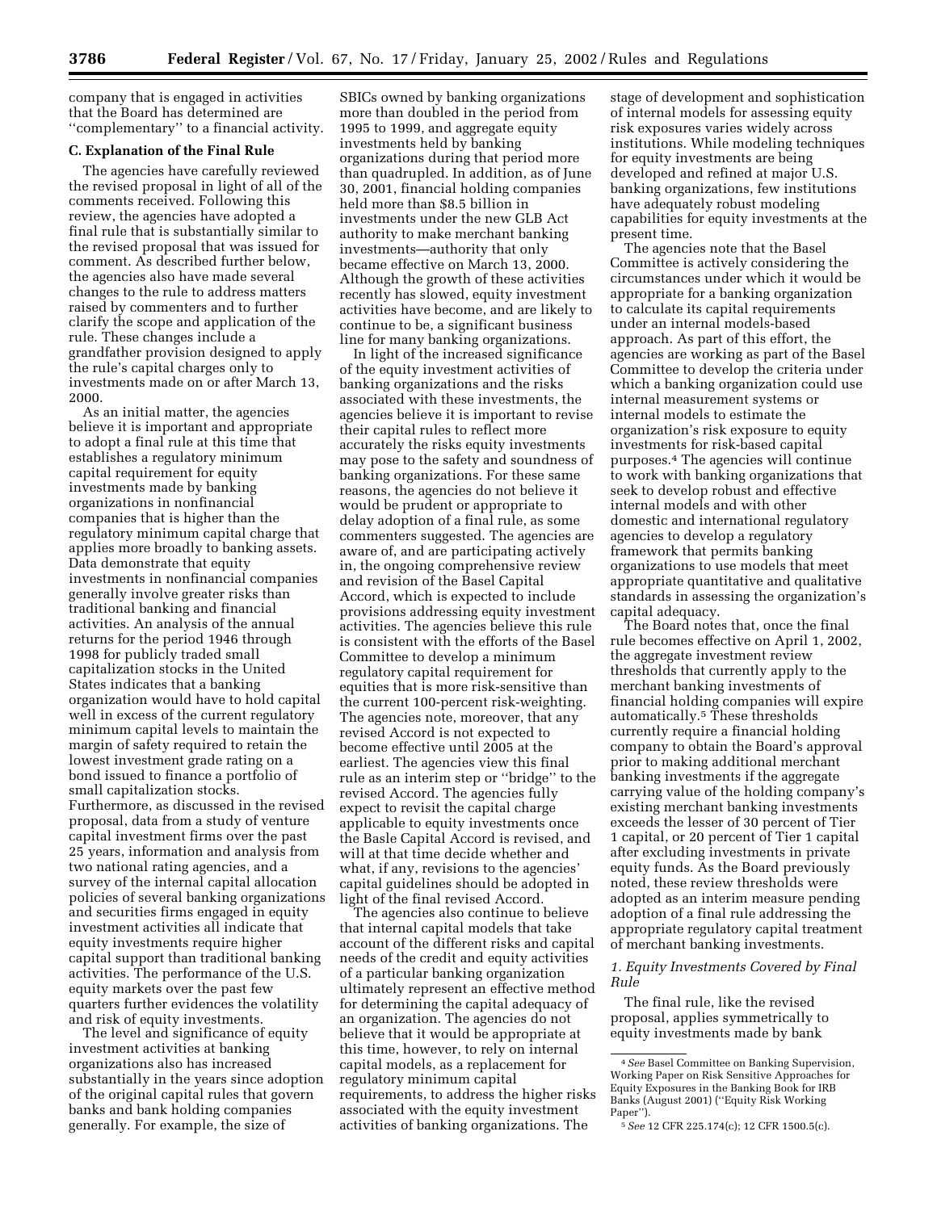company that is engaged in activities that the Board has determined are ''complementary'' to a financial activity.

### C. Explanation of the Final Rule

The agencies have carefully reviewed the revised proposal in light of all of the comments received. Following this review, the agencies have adopted a final rule that is substantially similar to the revised proposal that was issued for comment. As described further below, the agencies also have made several changes to the rule to address matters raised by commenters and to further clarify the scope and application of the rule. These changes include a grandfather provision designed to apply the rule's capital charges only to investments made on or after March 13, 2000.

As an initial matter, the agencies believe it is important and appropriate to adopt a final rule at this time that establishes a regulatory minimum capital requirement for equity investments made by banking organizations in nonfinancial companies that is higher than the regulatory minimum capital charge that applies more broadly to banking assets. Data demonstrate that equity investments in nonfinancial companies generally involve greater risks than traditional banking and financial activities. An analysis of the annual returns for the period 1946 through 1998 for publicly traded small capitalization stocks in the United States indicates that a banking organization would have to hold capital well in excess of the current regulatory minimum capital levels to maintain the margin of safety required to retain the lowest investment grade rating on a bond issued to finance a portfolio of small capitalization stocks. Furthermore, as discussed in the revised proposal, data from a study of venture capital investment firms over the past 25 years, information and analysis from two national rating agencies, and a survey of the internal capital allocation policies of several banking organizations and securities firms engaged in equity investment activities all indicate that equity investments require higher capital support than traditional banking activities. The performance of the U.S. equity markets over the past few quarters further evidences the volatility and risk of equity investments.

The level and significance of equity investment activities at banking organizations also has increased substantially in the years since adoption of the original capital rules that govern banks and bank holding companies generally. For example, the size of SBICs owned by banking organizations more than doubled in the period from 1995 to 1999, and aggregate equity investments held by banking organizations during that period more than quadrupled. In addition, as of June 30, 2001, financial holding companies held more than $8.5 billion in investments under the new GLB Act authority to make merchant banking investments—authority that only became effective on March 13, 2000. Although the growth of these activities recently has slowed, equity investment activities have become, and are likely to continue to be, a significant business line for many banking organizations.

In light of the increased significance of the equity investment activities of banking organizations and the risks associated with these investments, the agencies believe it is important to revise their capital rules to reflect more accurately the risks equity investments may pose to the safety and soundness of banking organizations. For these same reasons, the agencies do not believe it would be prudent or appropriate to delay adoption of a final rule, as some commenters suggested. The agencies are aware of, and are participating actively in, the ongoing comprehensive review and revision of the Basel Capital Accord, which is expected to include provisions addressing equity investment activities. The agencies believe this rule is consistent with the efforts of the Basel Committee to develop a minimum regulatory capital requirement for equities that is more risk-sensitive than the current 100-percent risk-weighting. The agencies note, moreover, that any revised Accord is not expected to become effective until 2005 at the earliest. The agencies view this final rule as an interim step or ''bridge'' to the revised Accord. The agencies fully expect to revisit the capital charge applicable to equity investments once the Basle Capital Accord is revised, and will at that time decide whether and what, if any, revisions to the agencies' capital guidelines should be adopted in light of the final revised Accord.

The agencies also continue to believe that internal capital models that take account of the different risks and capital needs of the credit and equity activities of a particular banking organization ultimately represent an effective method for determining the capital adequacy of an organization. The agencies do not believe that it would be appropriate at this time, however, to rely on internal capital models, as a replacement for regulatory minimum capital requirements, to address the higher risks associated with the equity investment activities of banking organizations. The stage of development and sophistication of internal models for assessing equity risk exposures varies widely across institutions. While modeling techniques for equity investments are being developed and refined at major U.S. banking organizations, few institutions have adequately robust modeling capabilities for equity investments at the present time.

The agencies note that the Basel Committee is actively considering the circumstances under which it would be appropriate for a banking organization to calculate its capital requirements under an internal models-based approach. As part of this effort, the agencies are working as part of the Basel Committee to develop the criteria under which a banking organization could use internal measurement systems or internal models to estimate the organization's risk exposure to equity investments for risk-based capital purposes.[4] The agencies will continue to work with banking organizations that seek to develop robust and effective internal models and with other domestic and international regulatory agencies to develop a regulatory framework that permits banking organizations to use models that meet appropriate quantitative and qualitative standards in assessing the organization's capital adequacy.

The Board notes that, once the final rule becomes effective on April 1, 2002, the aggregate investment review thresholds that currently apply to the merchant banking investments of financial holding companies will expire automatically.[5] These thresholds currently require a financial holding company to obtain the Board's approval prior to making additional merchant banking investments if the aggregate carrying value of the holding company's existing merchant banking investments exceeds the lesser of 30 percent of Tier 1 capital, or 20 percent of Tier 1 capital after excluding investments in private equity funds. As the Board previously noted, these review thresholds were adopted as an interim measure pending adoption of a final rule addressing the appropriate regulatory capital treatment of merchant banking investments.

#### *1. Equity Investments Covered by Final Rule*

The final rule, like the revised proposal, applies symmetrically to equity investments made by bank

[4] *See* Basel Committee on Banking Supervision, Working Paper on Risk Sensitive Approaches for Equity Exposures in the Banking Book for IRB Banks (August 2001) (''Equity Risk Working Paper'').

[5] *See* 12 CFR 225.174(c); 12 CFR 1500.5(c).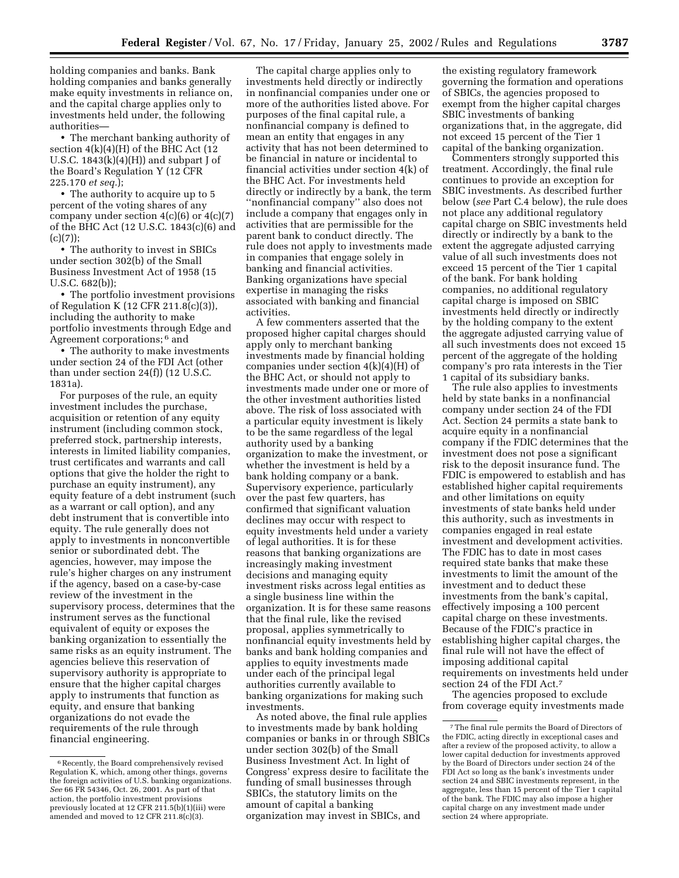holding companies and banks. Bank holding companies and banks generally make equity investments in reliance on, and the capital charge applies only to investments held under, the following authorities—

- The merchant banking authority of section 4(k)(4)(H) of the BHC Act (12 U.S.C. 1843(k)(4)(H)) and subpart J of the Board's Regulation Y (12 CFR 225.170 *et seq.*);
- The authority to acquire up to 5 percent of the voting shares of any company under section 4(c)(6) or 4(c)(7) of the BHC Act (12 U.S.C. 1843(c)(6) and (c)(7));
- The authority to invest in SBICs under section 302(b) of the Small Business Investment Act of 1958 (15 U.S.C. 682(b));
- The portfolio investment provisions of Regulation K (12 CFR 211.8(c)(3)), including the authority to make portfolio investments through Edge and Agreement corporations;[6] and
- The authority to make investments under section 24 of the FDI Act (other than under section 24(f)) (12 U.S.C. 1831a).

For purposes of the rule, an equity investment includes the purchase, acquisition or retention of any equity instrument (including common stock, preferred stock, partnership interests, interests in limited liability companies, trust certificates and warrants and call options that give the holder the right to purchase an equity instrument), any equity feature of a debt instrument (such as a warrant or call option), and any debt instrument that is convertible into equity. The rule generally does not apply to investments in nonconvertible senior or subordinated debt. The agencies, however, may impose the rule's higher charges on any instrument if the agency, based on a case-by-case review of the investment in the supervisory process, determines that the instrument serves as the functional equivalent of equity or exposes the banking organization to essentially the same risks as an equity instrument. The agencies believe this reservation of supervisory authority is appropriate to ensure that the higher capital charges apply to instruments that function as equity, and ensure that banking organizations do not evade the requirements of the rule through financial engineering.

The capital charge applies only to investments held directly or indirectly in nonfinancial companies under one or more of the authorities listed above. For purposes of the final capital rule, a nonfinancial company is defined to mean an entity that engages in any activity that has not been determined to be financial in nature or incidental to financial activities under section 4(k) of the BHC Act. For investments held directly or indirectly by a bank, the term "nonfinancial company" also does not include a company that engages only in activities that are permissible for the parent bank to conduct directly. The rule does not apply to investments made in companies that engage solely in banking and financial activities. Banking organizations have special expertise in managing the risks associated with banking and financial activities.

A few commenters asserted that the proposed higher capital charges should apply only to merchant banking investments made by financial holding companies under section 4(k)(4)(H) of the BHC Act, or should not apply to investments made under one or more of the other investment authorities listed above. The risk of loss associated with a particular equity investment is likely to be the same regardless of the legal authority used by a banking organization to make the investment, or whether the investment is held by a bank holding company or a bank. Supervisory experience, particularly over the past few quarters, has confirmed that significant valuation declines may occur with respect to equity investments held under a variety of legal authorities. It is for these reasons that banking organizations are increasingly making investment decisions and managing equity investment risks across legal entities as a single business line within the organization. It is for these same reasons that the final rule, like the revised proposal, applies symmetrically to nonfinancial equity investments held by banks and bank holding companies and applies to equity investments made under each of the principal legal authorities currently available to banking organizations for making such investments.

As noted above, the final rule applies to investments made by bank holding companies or banks in or through SBICs under section 302(b) of the Small Business Investment Act. In light of Congress' express desire to facilitate the funding of small businesses through SBICs, the statutory limits on the amount of capital a banking organization may invest in SBICs, and the existing regulatory framework governing the formation and operations of SBICs, the agencies proposed to exempt from the higher capital charges SBIC investments of banking organizations that, in the aggregate, did not exceed 15 percent of the Tier 1 capital of the banking organization.

Commenters strongly supported this treatment. Accordingly, the final rule continues to provide an exception for SBIC investments. As described further below (*see* Part C.4 below), the rule does not place any additional regulatory capital charge on SBIC investments held directly or indirectly by a bank to the extent the aggregate adjusted carrying value of all such investments does not exceed 15 percent of the Tier 1 capital of the bank. For bank holding companies, no additional regulatory capital charge is imposed on SBIC investments held directly or indirectly by the holding company to the extent the aggregate adjusted carrying value of all such investments does not exceed 15 percent of the aggregate of the holding company's pro rata interests in the Tier 1 capital of its subsidiary banks.

The rule also applies to investments held by state banks in a nonfinancial company under section 24 of the FDI Act. Section 24 permits a state bank to acquire equity in a nonfinancial company if the FDIC determines that the investment does not pose a significant risk to the deposit insurance fund. The FDIC is empowered to establish and has established higher capital requirements and other limitations on equity investments of state banks held under this authority, such as investments in companies engaged in real estate investment and development activities. The FDIC has to date in most cases required state banks that make these investments to limit the amount of the investment and to deduct these investments from the bank's capital, effectively imposing a 100 percent capital charge on these investments. Because of the FDIC's practice in establishing higher capital charges, the final rule will not have the effect of imposing additional capital requirements on investments held under section 24 of the FDI Act.[7]

The agencies proposed to exclude from coverage equity investments made

---

[6] Recently, the Board comprehensively revised Regulation K, which, among other things, governs the foreign activities of U.S. banking organizations. *See* 66 FR 54346, Oct. 26, 2001. As part of that action, the portfolio investment provisions previously located at 12 CFR 211.5(b)(1)(iii) were amended and moved to 12 CFR 211.8(c)(3).

[7] The final rule permits the Board of Directors of the FDIC, acting directly in exceptional cases and after a review of the proposed activity, to allow a lower capital deduction for investments approved by the Board of Directors under section 24 of the FDI Act so long as the bank's investments under section 24 and SBIC investments represent, in the aggregate, less than 15 percent of the Tier 1 capital of the bank. The FDIC may also impose a higher capital charge on any investment made under section 24 where appropriate.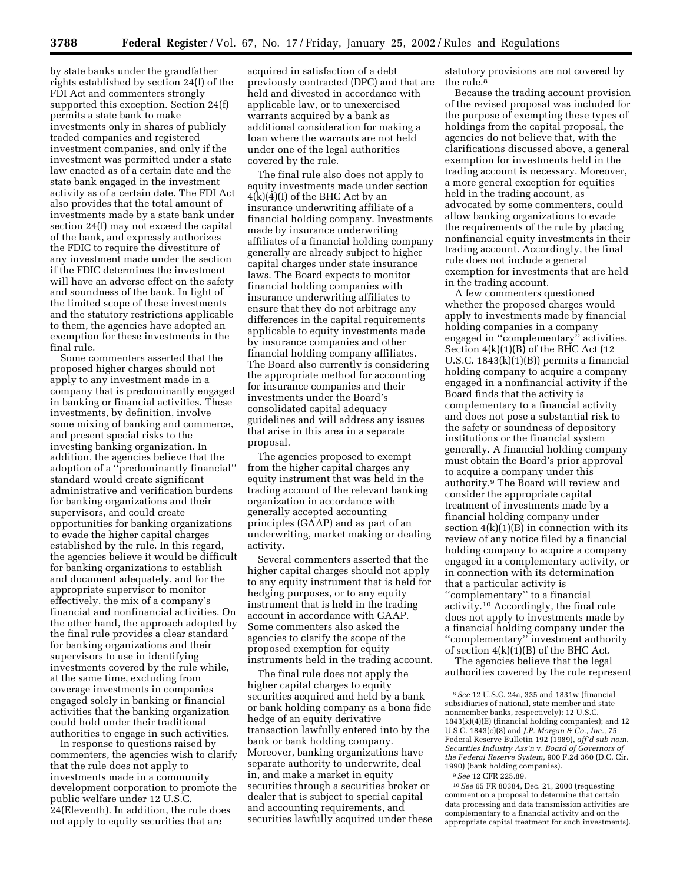by state banks under the grandfather rights established by section 24(f) of the FDI Act and commenters strongly supported this exception. Section 24(f) permits a state bank to make investments only in shares of publicly traded companies and registered investment companies, and only if the investment was permitted under a state law enacted as of a certain date and the state bank engaged in the investment activity as of a certain date. The FDI Act also provides that the total amount of investments made by a state bank under section 24(f) may not exceed the capital of the bank, and expressly authorizes the FDIC to require the divestiture of any investment made under the section if the FDIC determines the investment will have an adverse effect on the safety and soundness of the bank. In light of the limited scope of these investments and the statutory restrictions applicable to them, the agencies have adopted an exemption for these investments in the final rule.

Some commenters asserted that the proposed higher charges should not apply to any investment made in a company that is predominantly engaged in banking or financial activities. These investments, by definition, involve some mixing of banking and commerce, and present special risks to the investing banking organization. In addition, the agencies believe that the adoption of a ''predominantly financial'' standard would create significant administrative and verification burdens for banking organizations and their supervisors, and could create opportunities for banking organizations to evade the higher capital charges established by the rule. In this regard, the agencies believe it would be difficult for banking organizations to establish and document adequately, and for the appropriate supervisor to monitor effectively, the mix of a company's financial and nonfinancial activities. On the other hand, the approach adopted by the final rule provides a clear standard for banking organizations and their supervisors to use in identifying investments covered by the rule while, at the same time, excluding from coverage investments in companies engaged solely in banking or financial activities that the banking organization could hold under their traditional authorities to engage in such activities.

In response to questions raised by commenters, the agencies wish to clarify that the rule does not apply to investments made in a community development corporation to promote the public welfare under 12 U.S.C. 24(Eleventh). In addition, the rule does not apply to equity securities that are acquired in satisfaction of a debt previously contracted (DPC) and that are held and divested in accordance with applicable law, or to unexercised warrants acquired by a bank as additional consideration for making a loan where the warrants are not held under one of the legal authorities covered by the rule.

The final rule also does not apply to equity investments made under section 4(k)(4)(I) of the BHC Act by an insurance underwriting affiliate of a financial holding company. Investments made by insurance underwriting affiliates of a financial holding company generally are already subject to higher capital charges under state insurance laws. The Board expects to monitor financial holding companies with insurance underwriting affiliates to ensure that they do not arbitrage any differences in the capital requirements applicable to equity investments made by insurance companies and other financial holding company affiliates. The Board also currently is considering the appropriate method for accounting for insurance companies and their investments under the Board's consolidated capital adequacy guidelines and will address any issues that arise in this area in a separate proposal.

The agencies proposed to exempt from the higher capital charges any equity instrument that was held in the trading account of the relevant banking organization in accordance with generally accepted accounting principles (GAAP) and as part of an underwriting, market making or dealing activity.

Several commenters asserted that the higher capital charges should not apply to any equity instrument that is held for hedging purposes, or to any equity instrument that is held in the trading account in accordance with GAAP. Some commenters also asked the agencies to clarify the scope of the proposed exemption for equity instruments held in the trading account.

The final rule does not apply the higher capital charges to equity securities acquired and held by a bank or bank holding company as a bona fide hedge of an equity derivative transaction lawfully entered into by the bank or bank holding company. Moreover, banking organizations have separate authority to underwrite, deal in, and make a market in equity securities through a securities broker or dealer that is subject to special capital and accounting requirements, and securities lawfully acquired under these statutory provisions are not covered by the rule.[8]

Because the trading account provision of the revised proposal was included for the purpose of exempting these types of holdings from the capital proposal, the agencies do not believe that, with the clarifications discussed above, a general exemption for investments held in the trading account is necessary. Moreover, a more general exception for equities held in the trading account, as advocated by some commenters, could allow banking organizations to evade the requirements of the rule by placing nonfinancial equity investments in their trading account. Accordingly, the final rule does not include a general exemption for investments that are held in the trading account.

A few commenters questioned whether the proposed charges would apply to investments made by financial holding companies in a company engaged in ''complementary'' activities. Section 4(k)(1)(B) of the BHC Act (12 U.S.C. 1843(k)(1)(B)) permits a financial holding company to acquire a company engaged in a nonfinancial activity if the Board finds that the activity is complementary to a financial activity and does not pose a substantial risk to the safety or soundness of depository institutions or the financial system generally. A financial holding company must obtain the Board's prior approval to acquire a company under this authority.[9] The Board will review and consider the appropriate capital treatment of investments made by a financial holding company under section 4(k)(1)(B) in connection with its review of any notice filed by a financial holding company to acquire a company engaged in a complementary activity, or in connection with its determination that a particular activity is ''complementary'' to a financial activity.[10] Accordingly, the final rule does not apply to investments made by a financial holding company under the ''complementary'' investment authority of section 4(k)(1)(B) of the BHC Act.

The agencies believe that the legal authorities covered by the rule represent

---

[8] *See* 12 U.S.C. 24a, 335 and 1831w (financial subsidiaries of national, state member and state nonmember banks, respectively); 12 U.S.C. 1843(k)(4)(E) (financial holding companies); and 12 U.S.C. 1843(c)(8) and *J.P. Morgan & Co., Inc.*, 75 Federal Reserve Bulletin 192 (1989), *aff'd sub nom. Securities Industry Ass'n* v. *Board of Governors of the Federal Reserve System*, 900 F.2d 360 (D.C. Cir. 1990) (bank holding companies).

[9] *See* 12 CFR 225.89.

[10] *See* 65 FR 80384, Dec. 21, 2000 (requesting comment on a proposal to determine that certain data processing and data transmission activities are complementary to a financial activity and on the appropriate capital treatment for such investments).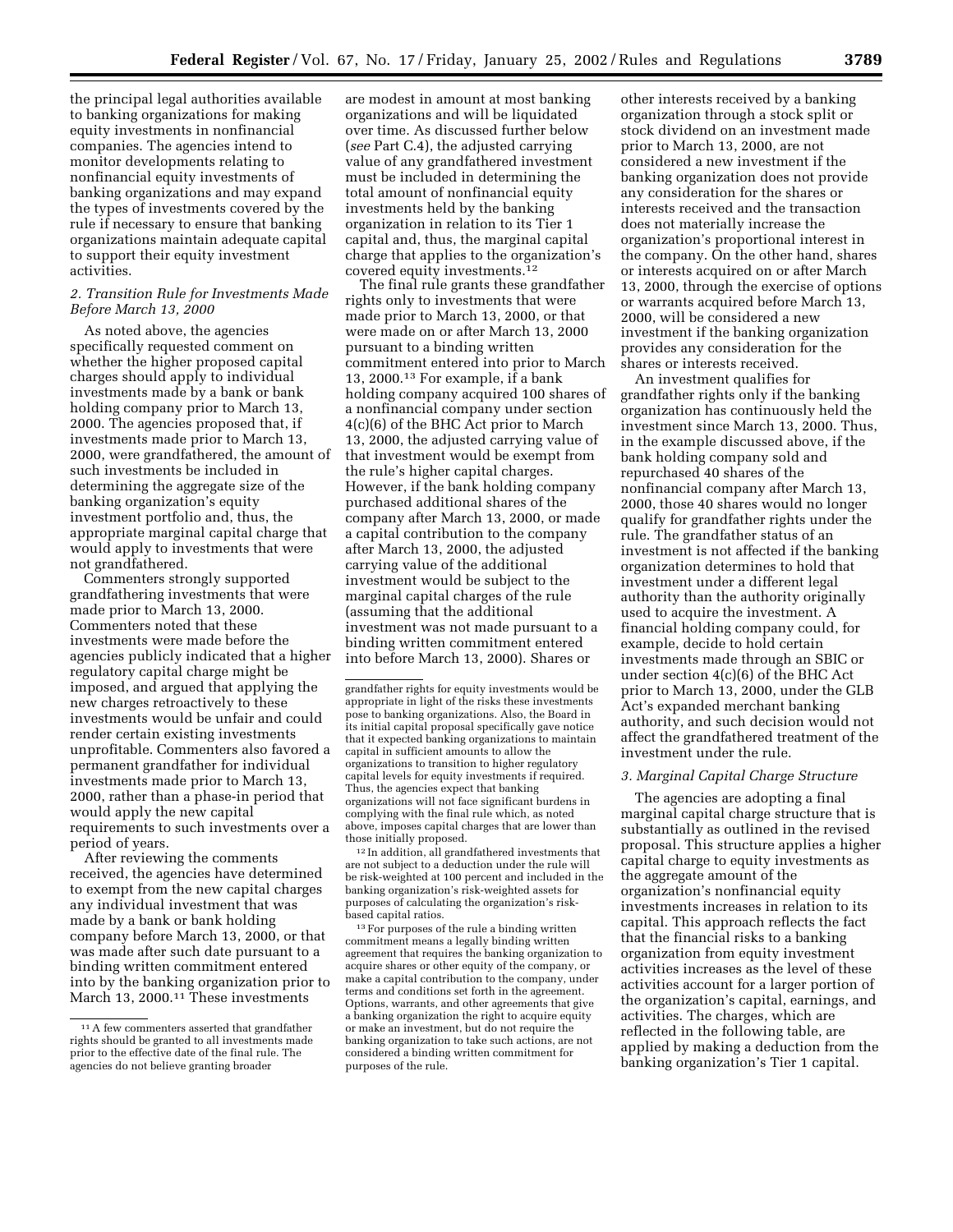the principal legal authorities available to banking organizations for making equity investments in nonfinancial companies. The agencies intend to monitor developments relating to nonfinancial equity investments of banking organizations and may expand the types of investments covered by the rule if necessary to ensure that banking organizations maintain adequate capital to support their equity investment activities.

### *2. Transition Rule for Investments Made Before March 13, 2000*

As noted above, the agencies specifically requested comment on whether the higher proposed capital charges should apply to individual investments made by a bank or bank holding company prior to March 13, 2000. The agencies proposed that, if investments made prior to March 13, 2000, were grandfathered, the amount of such investments be included in determining the aggregate size of the banking organization's equity investment portfolio and, thus, the appropriate marginal capital charge that would apply to investments that were not grandfathered.

Commenters strongly supported grandfathering investments that were made prior to March 13, 2000. Commenters noted that these investments were made before the agencies publicly indicated that a higher regulatory capital charge might be imposed, and argued that applying the new charges retroactively to these investments would be unfair and could render certain existing investments unprofitable. Commenters also favored a permanent grandfather for individual investments made prior to March 13, 2000, rather than a phase-in period that would apply the new capital requirements to such investments over a period of years.

After reviewing the comments received, the agencies have determined to exempt from the new capital charges any individual investment that was made by a bank or bank holding company before March 13, 2000, or that was made after such date pursuant to a binding written commitment entered into by the banking organization prior to March 13, 2000.[11] These investments are modest in amount at most banking organizations and will be liquidated over time. As discussed further below (*see* Part C.4), the adjusted carrying value of any grandfathered investment must be included in determining the total amount of nonfinancial equity investments held by the banking organization in relation to its Tier 1 capital and, thus, the marginal capital charge that applies to the organization's covered equity investments.[12]

The final rule grants these grandfather rights only to investments that were made prior to March 13, 2000, or that were made on or after March 13, 2000 pursuant to a binding written commitment entered into prior to March 13, 2000.[13] For example, if a bank holding company acquired 100 shares of a nonfinancial company under section 4(c)(6) of the BHC Act prior to March 13, 2000, the adjusted carrying value of that investment would be exempt from the rule's higher capital charges. However, if the bank holding company purchased additional shares of the company after March 13, 2000, or made a capital contribution to the company after March 13, 2000, the adjusted carrying value of the additional investment would be subject to the marginal capital charges of the rule (assuming that the additional investment was not made pursuant to a binding written commitment entered into before March 13, 2000). Shares or other interests received by a banking organization through a stock split or stock dividend on an investment made prior to March 13, 2000, are not considered a new investment if the banking organization does not provide any consideration for the shares or interests received and the transaction does not materially increase the organization's proportional interest in the company. On the other hand, shares or interests acquired on or after March 13, 2000, through the exercise of options or warrants acquired before March 13, 2000, will be considered a new investment if the banking organization provides any consideration for the shares or interests received.

An investment qualifies for grandfather rights only if the banking organization has continuously held the investment since March 13, 2000. Thus, in the example discussed above, if the bank holding company sold and repurchased 40 shares of the nonfinancial company after March 13, 2000, those 40 shares would no longer qualify for grandfather rights under the rule. The grandfather status of an investment is not affected if the banking organization determines to hold that investment under a different legal authority than the authority originally used to acquire the investment. A financial holding company could, for example, decide to hold certain investments made through an SBIC or under section 4(c)(6) of the BHC Act prior to March 13, 2000, under the GLB Act's expanded merchant banking authority, and such decision would not affect the grandfathered treatment of the investment under the rule.

### *3. Marginal Capital Charge Structure*

The agencies are adopting a final marginal capital charge structure that is substantially as outlined in the revised proposal. This structure applies a higher capital charge to equity investments as the aggregate amount of the organization's nonfinancial equity investments increases in relation to its capital. This approach reflects the fact that the financial risks to a banking organization from equity investment activities increases as the level of these activities account for a larger portion of the organization's capital, earnings, and activities. The charges, which are reflected in the following table, are applied by making a deduction from the banking organization's Tier 1 capital.

---

[11] A few commenters asserted that grandfather rights should be granted to all investments made prior to the effective date of the final rule. The agencies do not believe granting broader grandfather rights for equity investments would be appropriate in light of the risks these investments pose to banking organizations. Also, the Board in its initial capital proposal specifically gave notice that it expected banking organizations to maintain capital in sufficient amounts to allow the organizations to transition to higher regulatory capital levels for equity investments if required. Thus, the agencies expect that banking organizations will not face significant burdens in complying with the final rule which, as noted above, imposes capital charges that are lower than those initially proposed.

[12] In addition, all grandfathered investments that are not subject to a deduction under the rule will be risk-weighted at 100 percent and included in the banking organization's risk-weighted assets for purposes of calculating the organization's risk-based capital ratios.

[13] For purposes of the rule a binding written commitment means a legally binding written agreement that requires the banking organization to acquire shares or other equity of the company, or make a capital contribution to the company, under terms and conditions set forth in the agreement. Options, warrants, and other agreements that give a banking organization the right to acquire equity or make an investment, but do not require the banking organization to take such actions, are not considered a binding written commitment for purposes of the rule.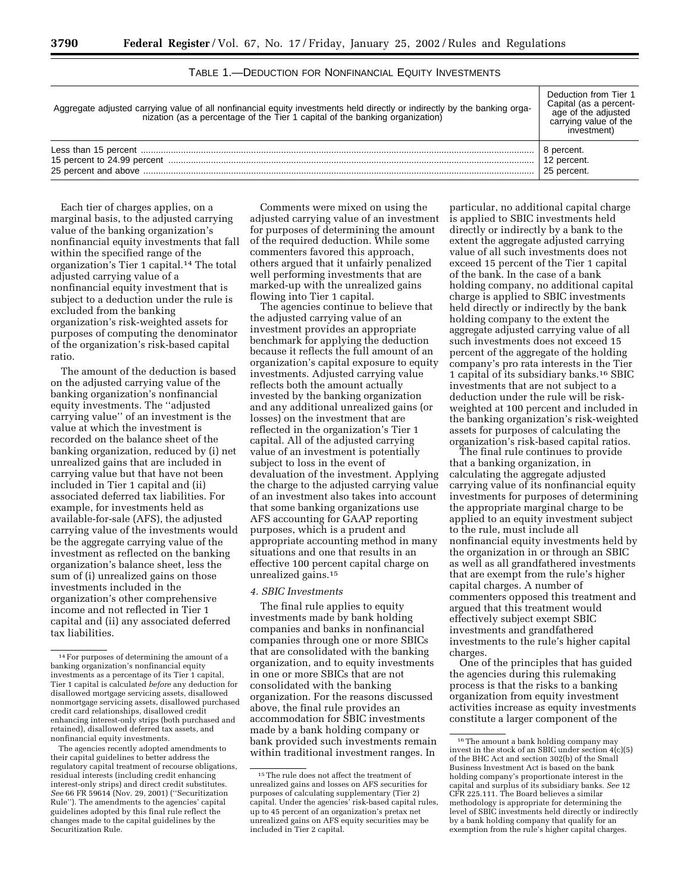TABLE 1.—DEDUCTION FOR NONFINANCIAL EQUITY INVESTMENTS

| Aggregate adjusted carrying value of all nonfinancial equity investments held directly or indirectly by the banking organization (as a percentage of the Tier 1 capital of the banking organization) | Deduction from Tier 1 Capital (as a percentage of the adjusted carrying value of the investment) |
|---|---|
| Less than 15 percent | 8 percent. |
| 15 percent to 24.99 percent | 12 percent. |
| 25 percent and above | 25 percent. |

Each tier of charges applies, on a marginal basis, to the adjusted carrying value of the banking organization's nonfinancial equity investments that fall within the specified range of the organization's Tier 1 capital.[14] The total adjusted carrying value of a nonfinancial equity investment that is subject to a deduction under the rule is excluded from the banking organization's risk-weighted assets for purposes of computing the denominator of the organization's risk-based capital ratio.

The amount of the deduction is based on the adjusted carrying value of the banking organization's nonfinancial equity investments. The ''adjusted carrying value'' of an investment is the value at which the investment is recorded on the balance sheet of the banking organization, reduced by (i) net unrealized gains that are included in carrying value but that have not been included in Tier 1 capital and (ii) associated deferred tax liabilities. For example, for investments held as available-for-sale (AFS), the adjusted carrying value of the investments would be the aggregate carrying value of the investment as reflected on the banking organization's balance sheet, less the sum of (i) unrealized gains on those investments included in the organization's other comprehensive income and not reflected in Tier 1 capital and (ii) any associated deferred tax liabilities.

Comments were mixed on using the adjusted carrying value of an investment for purposes of determining the amount of the required deduction. While some commenters favored this approach, others argued that it unfairly penalized well performing investments that are marked-up with the unrealized gains flowing into Tier 1 capital.

The agencies continue to believe that the adjusted carrying value of an investment provides an appropriate benchmark for applying the deduction because it reflects the full amount of an organization's capital exposure to equity investments. Adjusted carrying value reflects both the amount actually invested by the banking organization and any additional unrealized gains (or losses) on the investment that are reflected in the organization's Tier 1 capital. All of the adjusted carrying value of an investment is potentially subject to loss in the event of devaluation of the investment. Applying the charge to the adjusted carrying value of an investment also takes into account that some banking organizations use AFS accounting for GAAP reporting purposes, which is a prudent and appropriate accounting method in many situations and one that results in an effective 100 percent capital charge on unrealized gains.[15]

*4. SBIC Investments*

The final rule applies to equity investments made by bank holding companies and banks in nonfinancial companies through one or more SBICs that are consolidated with the banking organization, and to equity investments in one or more SBICs that are not consolidated with the banking organization. For the reasons discussed above, the final rule provides an accommodation for SBIC investments made by a bank holding company or bank provided such investments remain within traditional investment ranges. In particular, no additional capital charge is applied to SBIC investments held directly or indirectly by a bank to the extent the aggregate adjusted carrying value of all such investments does not exceed 15 percent of the Tier 1 capital of the bank. In the case of a bank holding company, no additional capital charge is applied to SBIC investments held directly or indirectly by the bank holding company to the extent the aggregate adjusted carrying value of all such investments does not exceed 15 percent of the aggregate of the holding company's pro rata interests in the Tier 1 capital of its subsidiary banks.[16] SBIC investments that are not subject to a deduction under the rule will be risk-weighted at 100 percent and included in the banking organization's risk-weighted assets for purposes of calculating the organization's risk-based capital ratios.

The final rule continues to provide that a banking organization, in calculating the aggregate adjusted carrying value of its nonfinancial equity investments for purposes of determining the appropriate marginal charge to be applied to an equity investment subject to the rule, must include all nonfinancial equity investments held by the organization in or through an SBIC as well as all grandfathered investments that are exempt from the rule's higher capital charges. A number of commenters opposed this treatment and argued that this treatment would effectively subject exempt SBIC investments and grandfathered investments to the rule's higher capital charges.

One of the principles that has guided the agencies during this rulemaking process is that the risks to a banking organization from equity investment activities increase as equity investments constitute a larger component of the

---

[14] For purposes of determining the amount of a banking organization's nonfinancial equity investments as a percentage of its Tier 1 capital, Tier 1 capital is calculated *before* any deduction for disallowed mortgage servicing assets, disallowed nonmortgage servicing assets, disallowed purchased credit card relationships, disallowed credit enhancing interest-only strips (both purchased and retained), disallowed deferred tax assets, and nonfinancial equity investments.

The agencies recently adopted amendments to their capital guidelines to better address the regulatory capital treatment of recourse obligations, residual interests (including credit enhancing interest-only strips) and direct credit substitutes. *See* 66 FR 59614 (Nov. 29, 2001) (''Securitization Rule''). The amendments to the agencies' capital guidelines adopted by this final rule reflect the changes made to the capital guidelines by the Securitization Rule.

[15] The rule does not affect the treatment of unrealized gains and losses on AFS securities for purposes of calculating supplementary (Tier 2) capital. Under the agencies' risk-based capital rules, up to 45 percent of an organization's pretax net unrealized gains on AFS equity securities may be included in Tier 2 capital.

[16] The amount a bank holding company may invest in the stock of an SBIC under section 4(c)(5) of the BHC Act and section 302(b) of the Small Business Investment Act is based on the bank holding company's proportionate interest in the capital and surplus of its subsidiary banks. *See* 12 CFR 225.111. The Board believes a similar methodology is appropriate for determining the level of SBIC investments held directly or indirectly by a bank holding company that qualify for an exemption from the rule's higher capital charges.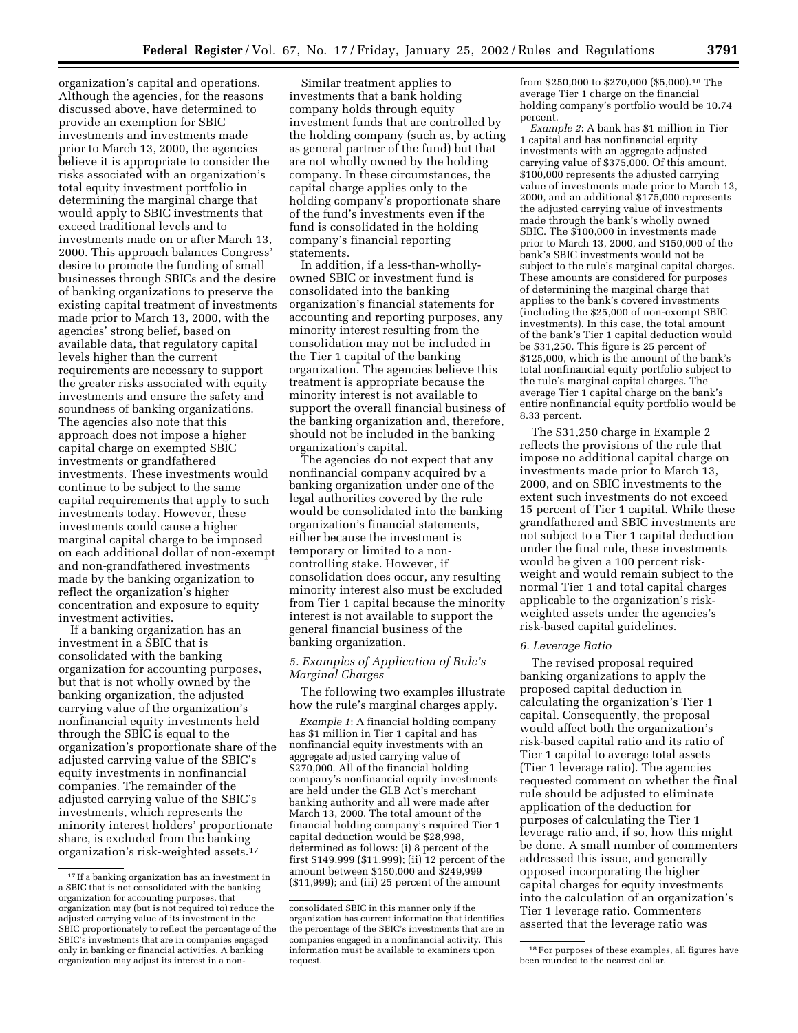organization's capital and operations. Although the agencies, for the reasons discussed above, have determined to provide an exemption for SBIC investments and investments made prior to March 13, 2000, the agencies believe it is appropriate to consider the risks associated with an organization's total equity investment portfolio in determining the marginal charge that would apply to SBIC investments that exceed traditional levels and to investments made on or after March 13, 2000. This approach balances Congress' desire to promote the funding of small businesses through SBICs and the desire of banking organizations to preserve the existing capital treatment of investments made prior to March 13, 2000, with the agencies' strong belief, based on available data, that regulatory capital levels higher than the current requirements are necessary to support the greater risks associated with equity investments and ensure the safety and soundness of banking organizations. The agencies also note that this approach does not impose a higher capital charge on exempted SBIC investments or grandfathered investments. These investments would continue to be subject to the same capital requirements that apply to such investments today. However, these investments could cause a higher marginal capital charge to be imposed on each additional dollar of non-exempt and non-grandfathered investments made by the banking organization to reflect the organization's higher concentration and exposure to equity investment activities.

If a banking organization has an investment in a SBIC that is consolidated with the banking organization for accounting purposes, but that is not wholly owned by the banking organization, the adjusted carrying value of the organization's nonfinancial equity investments held through the SBIC is equal to the organization's proportionate share of the adjusted carrying value of the SBIC's equity investments in nonfinancial companies. The remainder of the adjusted carrying value of the SBIC's investments, which represents the minority interest holders' proportionate share, is excluded from the banking organization's risk-weighted assets.[17]

Similar treatment applies to investments that a bank holding company holds through equity investment funds that are controlled by the holding company (such as, by acting as general partner of the fund) but that are not wholly owned by the holding company. In these circumstances, the capital charge applies only to the holding company's proportionate share of the fund's investments even if the fund is consolidated in the holding company's financial reporting statements.

In addition, if a less-than-wholly-owned SBIC or investment fund is consolidated into the banking organization's financial statements for accounting and reporting purposes, any minority interest resulting from the consolidation may not be included in the Tier 1 capital of the banking organization. The agencies believe this treatment is appropriate because the minority interest is not available to support the overall financial business of the banking organization and, therefore, should not be included in the banking organization's capital.

The agencies do not expect that any nonfinancial company acquired by a banking organization under one of the legal authorities covered by the rule would be consolidated into the banking organization's financial statements, either because the investment is temporary or limited to a non-controlling stake. However, if consolidation does occur, any resulting minority interest also must be excluded from Tier 1 capital because the minority interest is not available to support the general financial business of the banking organization.

### 5. Examples of Application of Rule's Marginal Charges

The following two examples illustrate how the rule's marginal charges apply.

*Example 1*: A financial holding company has $1 million in Tier 1 capital and has nonfinancial equity investments with an aggregate adjusted carrying value of $270,000. All of the financial holding company's nonfinancial equity investments are held under the GLB Act's merchant banking authority and all were made after March 13, 2000. The total amount of the financial holding company's required Tier 1 capital deduction would be $28,998, determined as follows: (i) 8 percent of the first $149,999 ($11,999); (ii) 12 percent of the amount between $150,000 and $249,999 ($11,999); and (iii) 25 percent of the amount from $250,000 to $270,000 ($5,000).[18] The average Tier 1 charge on the financial holding company's portfolio would be 10.74 percent.

*Example 2*: A bank has $1 million in Tier 1 capital and has nonfinancial equity investments with an aggregate adjusted carrying value of $375,000. Of this amount, $100,000 represents the adjusted carrying value of investments made prior to March 13, 2000, and an additional $175,000 represents the adjusted carrying value of investments made through the bank's wholly owned SBIC. The $100,000 in investments made prior to March 13, 2000, and $150,000 of the bank's SBIC investments would not be subject to the rule's marginal capital charges. These amounts are considered for purposes of determining the marginal charge that applies to the bank's covered investments (including the $25,000 of non-exempt SBIC investments). In this case, the total amount of the bank's Tier 1 capital deduction would be $31,250. This figure is 25 percent of $125,000, which is the amount of the bank's total nonfinancial equity portfolio subject to the rule's marginal capital charges. The average Tier 1 capital charge on the bank's entire nonfinancial equity portfolio would be 8.33 percent.

The $31,250 charge in Example 2 reflects the provisions of the rule that impose no additional capital charge on investments made prior to March 13, 2000, and on SBIC investments to the extent such investments do not exceed 15 percent of Tier 1 capital. While these grandfathered and SBIC investments are not subject to a Tier 1 capital deduction under the final rule, these investments would be given a 100 percent risk-weight and would remain subject to the normal Tier 1 and total capital charges applicable to the organization's risk-weighted assets under the agencies's risk-based capital guidelines.

### 6. Leverage Ratio

The revised proposal required banking organizations to apply the proposed capital deduction in calculating the organization's Tier 1 capital. Consequently, the proposal would affect both the organization's risk-based capital ratio and its ratio of Tier 1 capital to average total assets (Tier 1 leverage ratio). The agencies requested comment on whether the final rule should be adjusted to eliminate application of the deduction for purposes of calculating the Tier 1 leverage ratio and, if so, how this might be done. A small number of commenters addressed this issue, and generally opposed incorporating the higher capital charges for equity investments into the calculation of an organization's Tier 1 leverage ratio. Commenters asserted that the leverage ratio was

---

[17] If a banking organization has an investment in a SBIC that is not consolidated with the banking organization for accounting purposes, that organization may (but is not required to) reduce the adjusted carrying value of its investment in the SBIC proportionately to reflect the percentage of the SBIC's investments that are in companies engaged only in banking or financial activities. A banking organization may adjust its interest in a non-consolidated SBIC in this manner only if the organization has current information that identifies the percentage of the SBIC's investments that are in companies engaged in a nonfinancial activity. This information must be available to examiners upon request.

[18] For purposes of these examples, all figures have been rounded to the nearest dollar.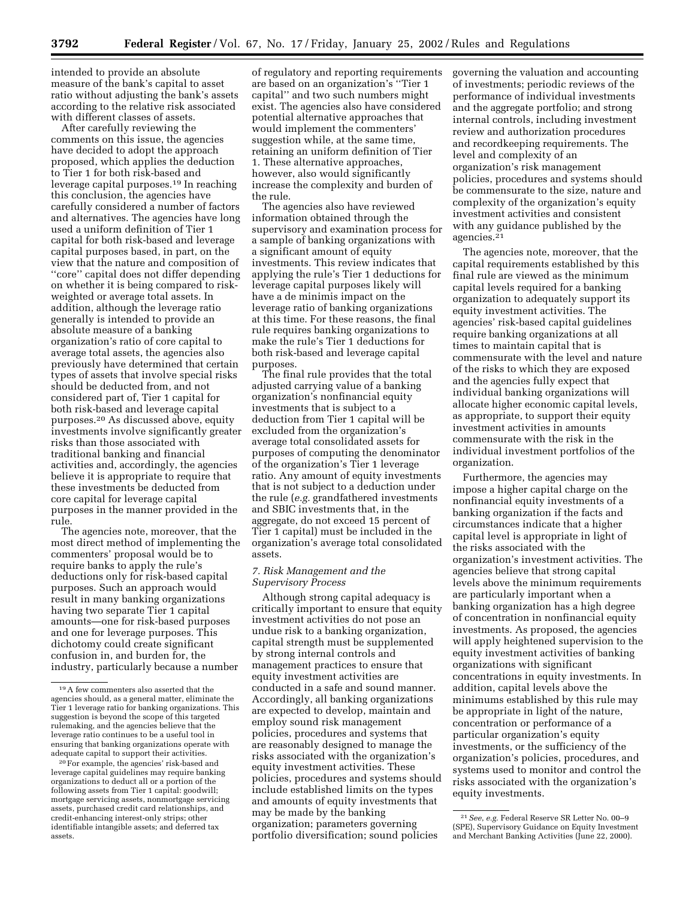intended to provide an absolute measure of the bank's capital to asset ratio without adjusting the bank's assets according to the relative risk associated with different classes of assets.

After carefully reviewing the comments on this issue, the agencies have decided to adopt the approach proposed, which applies the deduction to Tier 1 for both risk-based and leverage capital purposes.[19] In reaching this conclusion, the agencies have carefully considered a number of factors and alternatives. The agencies have long used a uniform definition of Tier 1 capital for both risk-based and leverage capital purposes based, in part, on the view that the nature and composition of ''core'' capital does not differ depending on whether it is being compared to risk-weighted or average total assets. In addition, although the leverage ratio generally is intended to provide an absolute measure of a banking organization's ratio of core capital to average total assets, the agencies also previously have determined that certain types of assets that involve special risks should be deducted from, and not considered part of, Tier 1 capital for both risk-based and leverage capital purposes.[20] As discussed above, equity investments involve significantly greater risks than those associated with traditional banking and financial activities and, accordingly, the agencies believe it is appropriate to require that these investments be deducted from core capital for leverage capital purposes in the manner provided in the rule.

The agencies note, moreover, that the most direct method of implementing the commenters' proposal would be to require banks to apply the rule's deductions only for risk-based capital purposes. Such an approach would result in many banking organizations having two separate Tier 1 capital amounts—one for risk-based purposes and one for leverage purposes. This dichotomy could create significant confusion in, and burden for, the industry, particularly because a number of regulatory and reporting requirements are based on an organization's ''Tier 1 capital'' and two such numbers might exist. The agencies also have considered potential alternative approaches that would implement the commenters' suggestion while, at the same time, retaining an uniform definition of Tier 1. These alternative approaches, however, also would significantly increase the complexity and burden of the rule.

The agencies also have reviewed information obtained through the supervisory and examination process for a sample of banking organizations with a significant amount of equity investments. This review indicates that applying the rule's Tier 1 deductions for leverage capital purposes likely will have a de minimis impact on the leverage ratio of banking organizations at this time. For these reasons, the final rule requires banking organizations to make the rule's Tier 1 deductions for both risk-based and leverage capital purposes.

The final rule provides that the total adjusted carrying value of a banking organization's nonfinancial equity investments that is subject to a deduction from Tier 1 capital will be excluded from the organization's average total consolidated assets for purposes of computing the denominator of the organization's Tier 1 leverage ratio. Any amount of equity investments that is not subject to a deduction under the rule (*e.g.* grandfathered investments and SBIC investments that, in the aggregate, do not exceed 15 percent of Tier 1 capital) must be included in the organization's average total consolidated assets.

### *7. Risk Management and the Supervisory Process*

Although strong capital adequacy is critically important to ensure that equity investment activities do not pose an undue risk to a banking organization, capital strength must be supplemented by strong internal controls and management practices to ensure that equity investment activities are conducted in a safe and sound manner. Accordingly, all banking organizations are expected to develop, maintain and employ sound risk management policies, procedures and systems that are reasonably designed to manage the risks associated with the organization's equity investment activities. These policies, procedures and systems should include established limits on the types and amounts of equity investments that may be made by the banking organization; parameters governing portfolio diversification; sound policies governing the valuation and accounting of investments; periodic reviews of the performance of individual investments and the aggregate portfolio; and strong internal controls, including investment review and authorization procedures and recordkeeping requirements. The level and complexity of an organization's risk management policies, procedures and systems should be commensurate to the size, nature and complexity of the organization's equity investment activities and consistent with any guidance published by the agencies.[21]

The agencies note, moreover, that the capital requirements established by this final rule are viewed as the minimum capital levels required for a banking organization to adequately support its equity investment activities. The agencies' risk-based capital guidelines require banking organizations at all times to maintain capital that is commensurate with the level and nature of the risks to which they are exposed and the agencies fully expect that individual banking organizations will allocate higher economic capital levels, as appropriate, to support their equity investment activities in amounts commensurate with the risk in the individual investment portfolios of the organization.

Furthermore, the agencies may impose a higher capital charge on the nonfinancial equity investments of a banking organization if the facts and circumstances indicate that a higher capital level is appropriate in light of the risks associated with the organization's investment activities. The agencies believe that strong capital levels above the minimum requirements are particularly important when a banking organization has a high degree of concentration in nonfinancial equity investments. As proposed, the agencies will apply heightened supervision to the equity investment activities of banking organizations with significant concentrations in equity investments. In addition, capital levels above the minimums established by this rule may be appropriate in light of the nature, concentration or performance of a particular organization's equity investments, or the sufficiency of the organization's policies, procedures, and systems used to monitor and control the risks associated with the organization's equity investments.

[19] A few commenters also asserted that the agencies should, as a general matter, eliminate the Tier 1 leverage ratio for banking organizations. This suggestion is beyond the scope of this targeted rulemaking, and the agencies believe that the leverage ratio continues to be a useful tool in ensuring that banking organizations operate with adequate capital to support their activities.

[20] For example, the agencies' risk-based and leverage capital guidelines may require banking organizations to deduct all or a portion of the following assets from Tier 1 capital: goodwill; mortgage servicing assets, nonmortgage servicing assets, purchased credit card relationships, and credit-enhancing interest-only strips; other identifiable intangible assets; and deferred tax assets.

[21] *See, e.g.* Federal Reserve SR Letter No. 00–9 (SPE), Supervisory Guidance on Equity Investment and Merchant Banking Activities (June 22, 2000).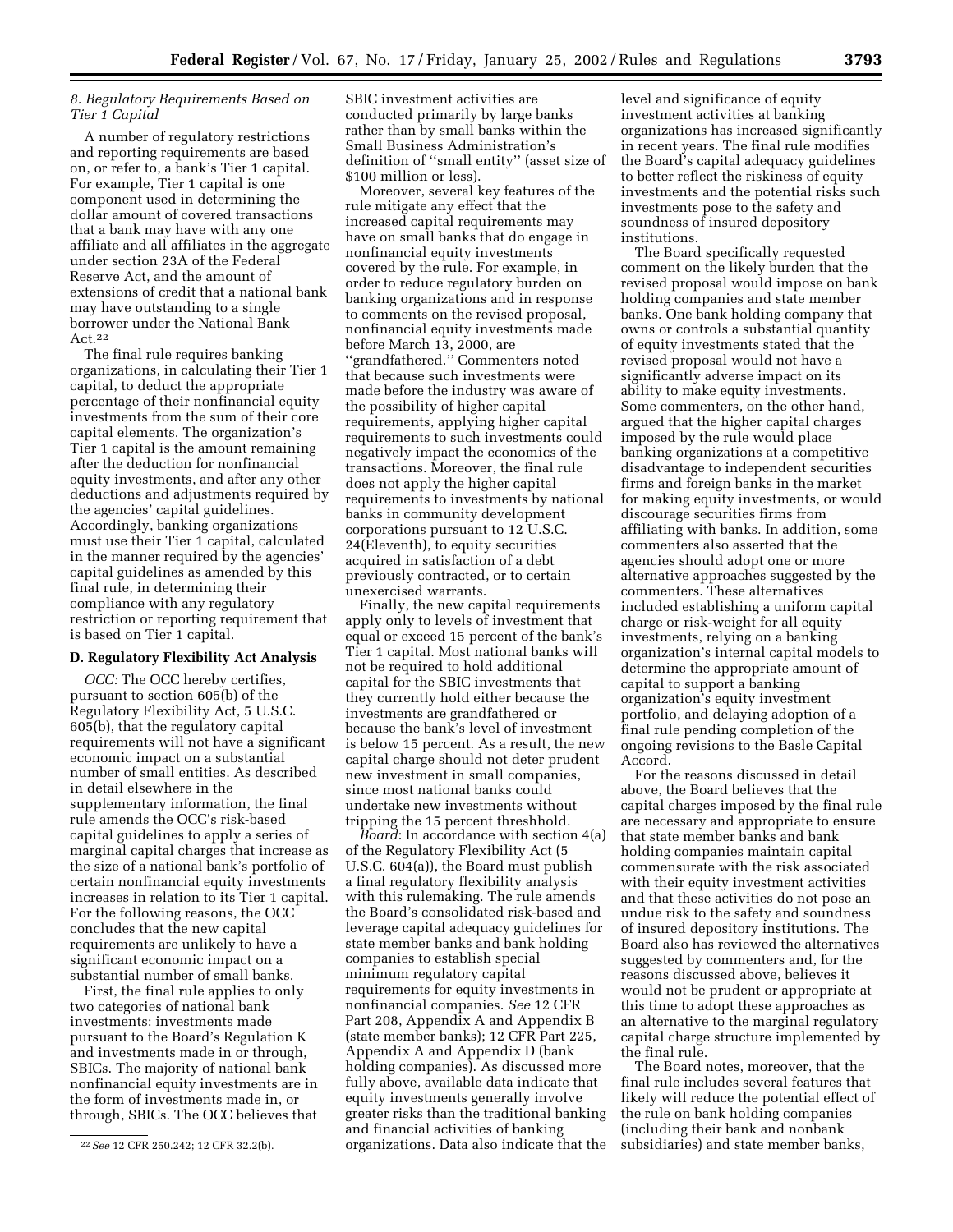*8. Regulatory Requirements Based on Tier 1 Capital*

A number of regulatory restrictions and reporting requirements are based on, or refer to, a bank's Tier 1 capital. For example, Tier 1 capital is one component used in determining the dollar amount of covered transactions that a bank may have with any one affiliate and all affiliates in the aggregate under section 23A of the Federal Reserve Act, and the amount of extensions of credit that a national bank may have outstanding to a single borrower under the National Bank Act.[22]

The final rule requires banking organizations, in calculating their Tier 1 capital, to deduct the appropriate percentage of their nonfinancial equity investments from the sum of their core capital elements. The organization's Tier 1 capital is the amount remaining after the deduction for nonfinancial equity investments, and after any other deductions and adjustments required by the agencies' capital guidelines. Accordingly, banking organizations must use their Tier 1 capital, calculated in the manner required by the agencies' capital guidelines as amended by this final rule, in determining their compliance with any regulatory restriction or reporting requirement that is based on Tier 1 capital.

## D. Regulatory Flexibility Act Analysis

*OCC:* The OCC hereby certifies, pursuant to section 605(b) of the Regulatory Flexibility Act, 5 U.S.C. 605(b), that the regulatory capital requirements will not have a significant economic impact on a substantial number of small entities. As described in detail elsewhere in the supplementary information, the final rule amends the OCC's risk-based capital guidelines to apply a series of marginal capital charges that increase as the size of a national bank's portfolio of certain nonfinancial equity investments increases in relation to its Tier 1 capital. For the following reasons, the OCC concludes that the new capital requirements are unlikely to have a significant economic impact on a substantial number of small banks.

First, the final rule applies to only two categories of national bank investments: investments made pursuant to the Board's Regulation K and investments made in or through, SBICs. The majority of national bank nonfinancial equity investments are in the form of investments made in, or through, SBICs. The OCC believes that SBIC investment activities are conducted primarily by large banks rather than by small banks within the Small Business Administration's definition of ''small entity'' (asset size of $100 million or less).

Moreover, several key features of the rule mitigate any effect that the increased capital requirements may have on small banks that do engage in nonfinancial equity investments covered by the rule. For example, in order to reduce regulatory burden on banking organizations and in response to comments on the revised proposal, nonfinancial equity investments made before March 13, 2000, are ''grandfathered.'' Commenters noted that because such investments were made before the industry was aware of the possibility of higher capital requirements, applying higher capital requirements to such investments could negatively impact the economics of the transactions. Moreover, the final rule does not apply the higher capital requirements to investments by national banks in community development corporations pursuant to 12 U.S.C. 24(Eleventh), to equity securities acquired in satisfaction of a debt previously contracted, or to certain unexercised warrants.

Finally, the new capital requirements apply only to levels of investment that equal or exceed 15 percent of the bank's Tier 1 capital. Most national banks will not be required to hold additional capital for the SBIC investments that they currently hold either because the investments are grandfathered or because the bank's level of investment is below 15 percent. As a result, the new capital charge should not deter prudent new investment in small companies, since most national banks could undertake new investments without tripping the 15 percent threshhold.

*Board*: In accordance with section 4(a) of the Regulatory Flexibility Act (5 U.S.C. 604(a)), the Board must publish a final regulatory flexibility analysis with this rulemaking. The rule amends the Board's consolidated risk-based and leverage capital adequacy guidelines for state member banks and bank holding companies to establish special minimum regulatory capital requirements for equity investments in nonfinancial companies. *See* 12 CFR Part 208, Appendix A and Appendix B (state member banks); 12 CFR Part 225, Appendix A and Appendix D (bank holding companies). As discussed more fully above, available data indicate that equity investments generally involve greater risks than the traditional banking and financial activities of banking organizations. Data also indicate that the level and significance of equity investment activities at banking organizations has increased significantly in recent years. The final rule modifies the Board's capital adequacy guidelines to better reflect the riskiness of equity investments and the potential risks such investments pose to the safety and soundness of insured depository institutions.

The Board specifically requested comment on the likely burden that the revised proposal would impose on bank holding companies and state member banks. One bank holding company that owns or controls a substantial quantity of equity investments stated that the revised proposal would not have a significantly adverse impact on its ability to make equity investments. Some commenters, on the other hand, argued that the higher capital charges imposed by the rule would place banking organizations at a competitive disadvantage to independent securities firms and foreign banks in the market for making equity investments, or would discourage securities firms from affiliating with banks. In addition, some commenters also asserted that the agencies should adopt one or more alternative approaches suggested by the commenters. These alternatives included establishing a uniform capital charge or risk-weight for all equity investments, relying on a banking organization's internal capital models to determine the appropriate amount of capital to support a banking organization's equity investment portfolio, and delaying adoption of a final rule pending completion of the ongoing revisions to the Basle Capital Accord.

For the reasons discussed in detail above, the Board believes that the capital charges imposed by the final rule are necessary and appropriate to ensure that state member banks and bank holding companies maintain capital commensurate with the risk associated with their equity investment activities and that these activities do not pose an undue risk to the safety and soundness of insured depository institutions. The Board also has reviewed the alternatives suggested by commenters and, for the reasons discussed above, believes it would not be prudent or appropriate at this time to adopt these approaches as an alternative to the marginal regulatory capital charge structure implemented by the final rule.

The Board notes, moreover, that the final rule includes several features that likely will reduce the potential effect of the rule on bank holding companies (including their bank and nonbank subsidiaries) and state member banks,

[22] *See* 12 CFR 250.242; 12 CFR 32.2(b).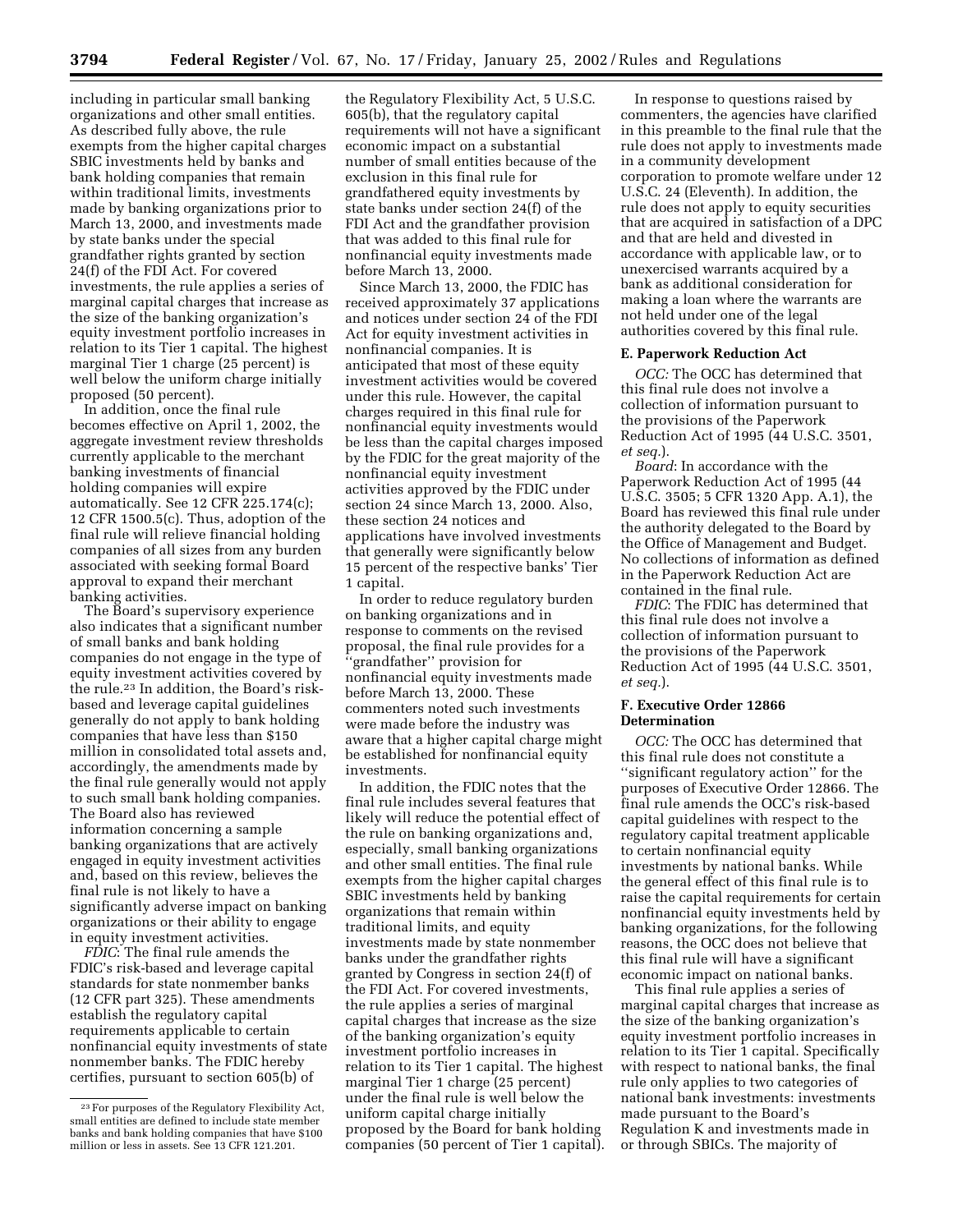including in particular small banking organizations and other small entities. As described fully above, the rule exempts from the higher capital charges SBIC investments held by banks and bank holding companies that remain within traditional limits, investments made by banking organizations prior to March 13, 2000, and investments made by state banks under the special grandfather rights granted by section 24(f) of the FDI Act. For covered investments, the rule applies a series of marginal capital charges that increase as the size of the banking organization's equity investment portfolio increases in relation to its Tier 1 capital. The highest marginal Tier 1 charge (25 percent) is well below the uniform charge initially proposed (50 percent).

In addition, once the final rule becomes effective on April 1, 2002, the aggregate investment review thresholds currently applicable to the merchant banking investments of financial holding companies will expire automatically. See 12 CFR 225.174(c); 12 CFR 1500.5(c). Thus, adoption of the final rule will relieve financial holding companies of all sizes from any burden associated with seeking formal Board approval to expand their merchant banking activities.

The Board's supervisory experience also indicates that a significant number of small banks and bank holding companies do not engage in the type of equity investment activities covered by the rule.[23] In addition, the Board's risk-based and leverage capital guidelines generally do not apply to bank holding companies that have less than $150 million in consolidated total assets and, accordingly, the amendments made by the final rule generally would not apply to such small bank holding companies. The Board also has reviewed information concerning a sample banking organizations that are actively engaged in equity investment activities and, based on this review, believes the final rule is not likely to have a significantly adverse impact on banking organizations or their ability to engage in equity investment activities.

*FDIC*: The final rule amends the FDIC's risk-based and leverage capital standards for state nonmember banks (12 CFR part 325). These amendments establish the regulatory capital requirements applicable to certain nonfinancial equity investments of state nonmember banks. The FDIC hereby certifies, pursuant to section 605(b) of the Regulatory Flexibility Act, 5 U.S.C. 605(b), that the regulatory capital requirements will not have a significant economic impact on a substantial number of small entities because of the exclusion in this final rule for grandfathered equity investments by state banks under section 24(f) of the FDI Act and the grandfather provision that was added to this final rule for nonfinancial equity investments made before March 13, 2000.

Since March 13, 2000, the FDIC has received approximately 37 applications and notices under section 24 of the FDI Act for equity investment activities in nonfinancial companies. It is anticipated that most of these equity investment activities would be covered under this rule. However, the capital charges required in this final rule for nonfinancial equity investments would be less than the capital charges imposed by the FDIC for the great majority of the nonfinancial equity investment activities approved by the FDIC under section 24 since March 13, 2000. Also, these section 24 notices and applications have involved investments that generally were significantly below 15 percent of the respective banks' Tier 1 capital.

In order to reduce regulatory burden on banking organizations and in response to comments on the revised proposal, the final rule provides for a "grandfather" provision for nonfinancial equity investments made before March 13, 2000. These commenters noted such investments were made before the industry was aware that a higher capital charge might be established for nonfinancial equity investments.

In addition, the FDIC notes that the final rule includes several features that likely will reduce the potential effect of the rule on banking organizations and, especially, small banking organizations and other small entities. The final rule exempts from the higher capital charges SBIC investments held by banking organizations that remain within traditional limits, and equity investments made by state nonmember banks under the grandfather rights granted by Congress in section 24(f) of the FDI Act. For covered investments, the rule applies a series of marginal capital charges that increase as the size of the banking organization's equity investment portfolio increases in relation to its Tier 1 capital. The highest marginal Tier 1 charge (25 percent) under the final rule is well below the uniform capital charge initially proposed by the Board for bank holding companies (50 percent of Tier 1 capital).

In response to questions raised by commenters, the agencies have clarified in this preamble to the final rule that the rule does not apply to investments made in a community development corporation to promote welfare under 12 U.S.C. 24 (Eleventh). In addition, the rule does not apply to equity securities that are acquired in satisfaction of a DPC and that are held and divested in accordance with applicable law, or to unexercised warrants acquired by a bank as additional consideration for making a loan where the warrants are not held under one of the legal authorities covered by this final rule.

### E. Paperwork Reduction Act

*OCC:* The OCC has determined that this final rule does not involve a collection of information pursuant to the provisions of the Paperwork Reduction Act of 1995 (44 U.S.C. 3501, *et seq.*).

*Board*: In accordance with the Paperwork Reduction Act of 1995 (44 U.S.C. 3505; 5 CFR 1320 App. A.1), the Board has reviewed this final rule under the authority delegated to the Board by the Office of Management and Budget. No collections of information as defined in the Paperwork Reduction Act are contained in the final rule.

*FDIC*: The FDIC has determined that this final rule does not involve a collection of information pursuant to the provisions of the Paperwork Reduction Act of 1995 (44 U.S.C. 3501, *et seq.*).

### F. Executive Order 12866 Determination

*OCC:* The OCC has determined that this final rule does not constitute a "significant regulatory action" for the purposes of Executive Order 12866. The final rule amends the OCC's risk-based capital guidelines with respect to the regulatory capital treatment applicable to certain nonfinancial equity investments by national banks. While the general effect of this final rule is to raise the capital requirements for certain nonfinancial equity investments held by banking organizations, for the following reasons, the OCC does not believe that this final rule will have a significant economic impact on national banks.

This final rule applies a series of marginal capital charges that increase as the size of the banking organization's equity investment portfolio increases in relation to its Tier 1 capital. Specifically with respect to national banks, the final rule only applies to two categories of national bank investments: investments made pursuant to the Board's Regulation K and investments made in or through SBICs. The majority of

[23] For purposes of the Regulatory Flexibility Act, small entities are defined to include state member banks and bank holding companies that have $100 million or less in assets. See 13 CFR 121.201.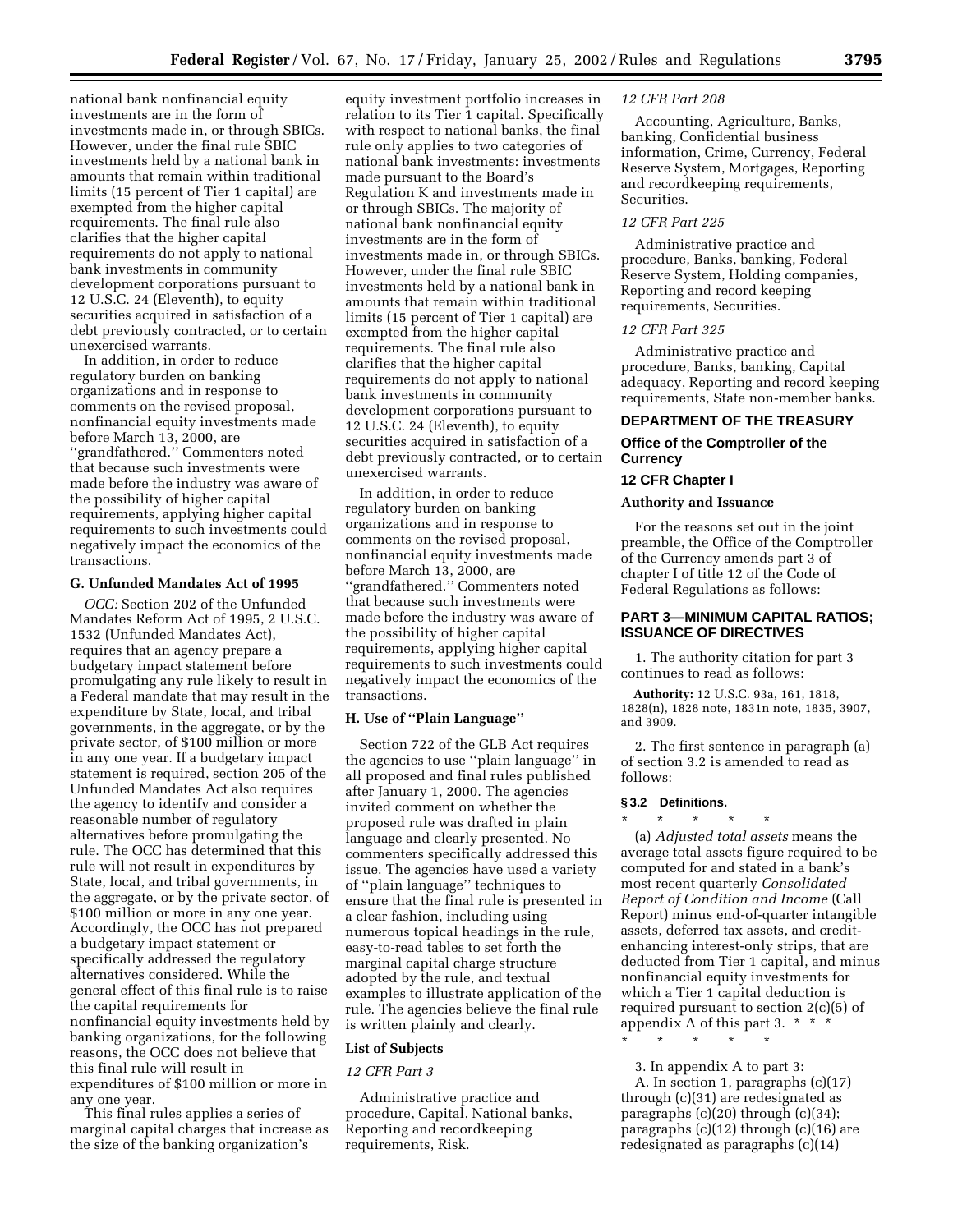national bank nonfinancial equity investments are in the form of investments made in, or through SBICs. However, under the final rule SBIC investments held by a national bank in amounts that remain within traditional limits (15 percent of Tier 1 capital) are exempted from the higher capital requirements. The final rule also clarifies that the higher capital requirements do not apply to national bank investments in community development corporations pursuant to 12 U.S.C. 24 (Eleventh), to equity securities acquired in satisfaction of a debt previously contracted, or to certain unexercised warrants.

In addition, in order to reduce regulatory burden on banking organizations and in response to comments on the revised proposal, nonfinancial equity investments made before March 13, 2000, are "grandfathered." Commenters noted that because such investments were made before the industry was aware of the possibility of higher capital requirements, applying higher capital requirements to such investments could negatively impact the economics of the transactions.

#### G. Unfunded Mandates Act of 1995

*OCC:* Section 202 of the Unfunded Mandates Reform Act of 1995, 2 U.S.C. 1532 (Unfunded Mandates Act), requires that an agency prepare a budgetary impact statement before promulgating any rule likely to result in a Federal mandate that may result in the expenditure by State, local, and tribal governments, in the aggregate, or by the private sector, of $100 million or more in any one year. If a budgetary impact statement is required, section 205 of the Unfunded Mandates Act also requires the agency to identify and consider a reasonable number of regulatory alternatives before promulgating the rule. The OCC has determined that this rule will not result in expenditures by State, local, and tribal governments, in the aggregate, or by the private sector, of $100 million or more in any one year. Accordingly, the OCC has not prepared a budgetary impact statement or specifically addressed the regulatory alternatives considered. While the general effect of this final rule is to raise the capital requirements for nonfinancial equity investments held by banking organizations, for the following reasons, the OCC does not believe that this final rule will result in expenditures of $100 million or more in any one year.

This final rules applies a series of marginal capital charges that increase as the size of the banking organization's equity investment portfolio increases in relation to its Tier 1 capital. Specifically with respect to national banks, the final rule only applies to two categories of national bank investments: investments made pursuant to the Board's Regulation K and investments made in or through SBICs. The majority of national bank nonfinancial equity investments are in the form of investments made in, or through SBICs. However, under the final rule SBIC investments held by a national bank in amounts that remain within traditional limits (15 percent of Tier 1 capital) are exempted from the higher capital requirements. The final rule also clarifies that the higher capital requirements do not apply to national bank investments in community development corporations pursuant to 12 U.S.C. 24 (Eleventh), to equity securities acquired in satisfaction of a debt previously contracted, or to certain unexercised warrants.

In addition, in order to reduce regulatory burden on banking organizations and in response to comments on the revised proposal, nonfinancial equity investments made before March 13, 2000, are "grandfathered." Commenters noted that because such investments were made before the industry was aware of the possibility of higher capital requirements, applying higher capital requirements to such investments could negatively impact the economics of the transactions.

#### H. Use of "Plain Language"

Section 722 of the GLB Act requires the agencies to use "plain language" in all proposed and final rules published after January 1, 2000. The agencies invited comment on whether the proposed rule was drafted in plain language and clearly presented. No commenters specifically addressed this issue. The agencies have used a variety of "plain language" techniques to ensure that the final rule is presented in a clear fashion, including using numerous topical headings in the rule, easy-to-read tables to set forth the marginal capital charge structure adopted by the rule, and textual examples to illustrate application of the rule. The agencies believe the final rule is written plainly and clearly.

#### List of Subjects

*12 CFR Part 3*

Administrative practice and procedure, Capital, National banks, Reporting and recordkeeping requirements, Risk.

*12 CFR Part 208*

Accounting, Agriculture, Banks, banking, Confidential business information, Crime, Currency, Federal Reserve System, Mortgages, Reporting and recordkeeping requirements, Securities.

*12 CFR Part 225*

Administrative practice and procedure, Banks, banking, Federal Reserve System, Holding companies, Reporting and record keeping requirements, Securities.

*12 CFR Part 325*

Administrative practice and procedure, Banks, banking, Capital adequacy, Reporting and record keeping requirements, State non-member banks.

## DEPARTMENT OF THE TREASURY

## Office of the Comptroller of the Currency

## 12 CFR Chapter I

#### Authority and Issuance

For the reasons set out in the joint preamble, the Office of the Comptroller of the Currency amends part 3 of chapter I of title 12 of the Code of Federal Regulations as follows:

## PART 3—MINIMUM CAPITAL RATIOS; ISSUANCE OF DIRECTIVES

1. The authority citation for part 3 continues to read as follows:

**Authority:** 12 U.S.C. 93a, 161, 1818, 1828(n), 1828 note, 1831n note, 1835, 3907, and 3909.

2. The first sentence in paragraph (a) of section 3.2 is amended to read as follows:

#### § 3.2 Definitions.

\* \* \* \* \*

(a) *Adjusted total assets* means the average total assets figure required to be computed for and stated in a bank's most recent quarterly *Consolidated Report of Condition and Income* (Call Report) minus end-of-quarter intangible assets, deferred tax assets, and credit-enhancing interest-only strips, that are deducted from Tier 1 capital, and minus nonfinancial equity investments for which a Tier 1 capital deduction is required pursuant to section 2(c)(5) of appendix A of this part 3. \* \* \*

\* \* \* \* \*

3. In appendix A to part 3:

A. In section 1, paragraphs (c)(17) through (c)(31) are redesignated as paragraphs (c)(20) through (c)(34); paragraphs (c)(12) through (c)(16) are redesignated as paragraphs (c)(14)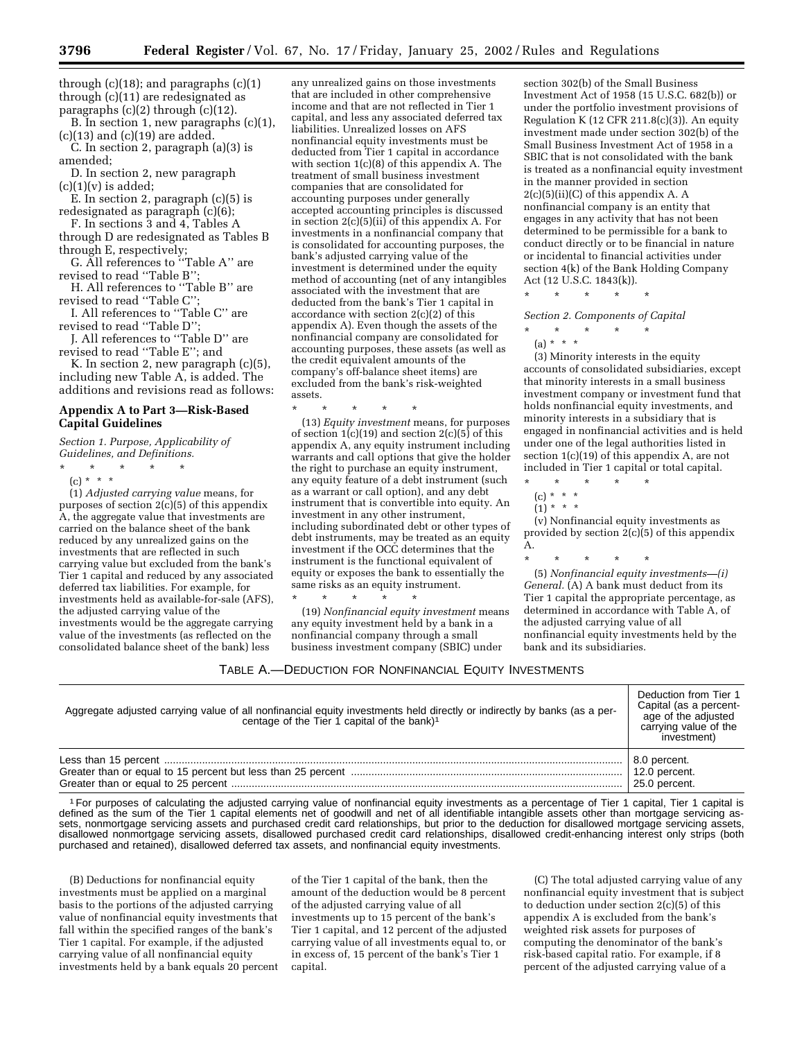through (c)(18); and paragraphs (c)(1) through (c)(11) are redesignated as paragraphs (c)(2) through (c)(12).

B. In section 1, new paragraphs (c)(1), (c)(13) and (c)(19) are added.

C. In section 2, paragraph (a)(3) is amended;

D. In section 2, new paragraph (c)(1)(v) is added;

E. In section 2, paragraph (c)(5) is redesignated as paragraph (c)(6);

F. In sections 3 and 4, Tables A through D are redesignated as Tables B through E, respectively;

G. All references to ''Table A'' are revised to read ''Table B'';

H. All references to ''Table B'' are revised to read ''Table C'';

I. All references to ''Table C'' are revised to read ''Table D'';

J. All references to ''Table D'' are revised to read ''Table E''; and

K. In section 2, new paragraph (c)(5), including new Table A, is added. The additions and revisions read as follows:

## Appendix A to Part 3—Risk-Based Capital Guidelines

*Section 1. Purpose, Applicability of Guidelines, and Definitions.*

\* \* \* \* \*

(c) \* \* \*

(1) *Adjusted carrying value* means, for purposes of section 2(c)(5) of this appendix A, the aggregate value that investments are carried on the balance sheet of the bank reduced by any unrealized gains on the investments that are reflected in such carrying value but excluded from the bank's Tier 1 capital and reduced by any associated deferred tax liabilities. For example, for investments held as available-for-sale (AFS), the adjusted carrying value of the investments would be the aggregate carrying value of the investments (as reflected on the consolidated balance sheet of the bank) less any unrealized gains on those investments that are included in other comprehensive income and that are not reflected in Tier 1 capital, and less any associated deferred tax liabilities. Unrealized losses on AFS nonfinancial equity investments must be deducted from Tier 1 capital in accordance with section 1(c)(8) of this appendix A. The treatment of small business investment companies that are consolidated for accounting purposes under generally accepted accounting principles is discussed in section 2(c)(5)(ii) of this appendix A. For investments in a nonfinancial company that is consolidated for accounting purposes, the bank's adjusted carrying value of the investment is determined under the equity method of accounting (net of any intangibles associated with the investment that are deducted from the bank's Tier 1 capital in accordance with section 2(c)(2) of this appendix A). Even though the assets of the nonfinancial company are consolidated for accounting purposes, these assets (as well as the credit equivalent amounts of the company's off-balance sheet items) are excluded from the bank's risk-weighted assets.

\* \* \* \* \*

(13) *Equity investment* means, for purposes of section 1(c)(19) and section 2(c)(5) of this appendix A, any equity instrument including warrants and call options that give the holder the right to purchase an equity instrument, any equity feature of a debt instrument (such as a warrant or call option), and any debt instrument that is convertible into equity. An investment in any other instrument, including subordinated debt or other types of debt instruments, may be treated as an equity investment if the OCC determines that the instrument is the functional equivalent of equity or exposes the bank to essentially the same risks as an equity instrument.

\* \* \* \* \*

(19) *Nonfinancial equity investment* means any equity investment held by a bank in a nonfinancial company through a small business investment company (SBIC) under section 302(b) of the Small Business Investment Act of 1958 (15 U.S.C. 682(b)) or under the portfolio investment provisions of Regulation K (12 CFR 211.8(c)(3)). An equity investment made under section 302(b) of the Small Business Investment Act of 1958 in a SBIC that is not consolidated with the bank is treated as a nonfinancial equity investment in the manner provided in section 2(c)(5)(ii)(C) of this appendix A. A nonfinancial company is an entity that engages in any activity that has not been determined to be permissible for a bank to conduct directly or to be financial in nature or incidental to financial activities under section 4(k) of the Bank Holding Company Act (12 U.S.C. 1843(k)).

\* \* \* \* \*

*Section 2. Components of Capital*

\* \* \* \* \*

(a) \* \* \*

(3) Minority interests in the equity accounts of consolidated subsidiaries, except that minority interests in a small business investment company or investment fund that holds nonfinancial equity investments, and minority interests in a subsidiary that is engaged in nonfinancial activities and is held under one of the legal authorities listed in section 1(c)(19) of this appendix A, are not included in Tier 1 capital or total capital.

\* \* \* \* \*

(c) \* \* \*

(1) \* \* \*

(v) Nonfinancial equity investments as provided by section 2(c)(5) of this appendix A.

\* \* \* \* \*

(5) *Nonfinancial equity investments—(i) General.* (A) A bank must deduct from its Tier 1 capital the appropriate percentage, as determined in accordance with Table A, of the adjusted carrying value of all nonfinancial equity investments held by the bank and its subsidiaries.

TABLE A.—DEDUCTION FOR NONFINANCIAL EQUITY INVESTMENTS

| Aggregate adjusted carrying value of all nonfinancial equity investments held directly or indirectly by banks (as a percentage of the Tier 1 capital of the bank)[1] | Deduction from Tier 1 Capital (as a percentage of the adjusted carrying value of the investment) |
|---|---|
| Less than 15 percent | 8.0 percent. |
| Greater than or equal to 15 percent but less than 25 percent | 12.0 percent. |
| Greater than or equal to 25 percent | 25.0 percent. |

[1] For purposes of calculating the adjusted carrying value of nonfinancial equity investments as a percentage of Tier 1 capital, Tier 1 capital is defined as the sum of the Tier 1 capital elements net of goodwill and net of all identifiable intangible assets other than mortgage servicing assets, nonmortgage servicing assets and purchased credit card relationships, but prior to the deduction for disallowed mortgage servicing assets, disallowed nonmortgage servicing assets, disallowed purchased credit card relationships, disallowed credit-enhancing interest only strips (both purchased and retained), disallowed deferred tax assets, and nonfinancial equity investments.

(B) Deductions for nonfinancial equity investments must be applied on a marginal basis to the portions of the adjusted carrying value of nonfinancial equity investments that fall within the specified ranges of the bank's Tier 1 capital. For example, if the adjusted carrying value of all nonfinancial equity investments held by a bank equals 20 percent of the Tier 1 capital of the bank, then the amount of the deduction would be 8 percent of the adjusted carrying value of all investments up to 15 percent of the bank's Tier 1 capital, and 12 percent of the adjusted carrying value of all investments equal to, or in excess of, 15 percent of the bank's Tier 1 capital.

(C) The total adjusted carrying value of any nonfinancial equity investment that is subject to deduction under section 2(c)(5) of this appendix A is excluded from the bank's weighted risk assets for purposes of computing the denominator of the bank's risk-based capital ratio. For example, if 8 percent of the adjusted carrying value of a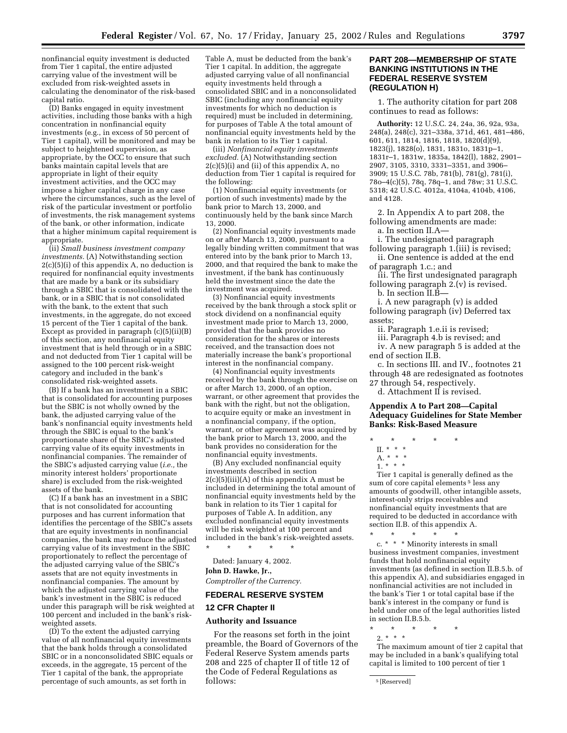nonfinancial equity investment is deducted from Tier 1 capital, the entire adjusted carrying value of the investment will be excluded from risk-weighted assets in calculating the denominator of the risk-based capital ratio.

(D) Banks engaged in equity investment activities, including those banks with a high concentration in nonfinancial equity investments (e.g., in excess of 50 percent of Tier 1 capital), will be monitored and may be subject to heightened supervision, as appropriate, by the OCC to ensure that such banks maintain capital levels that are appropriate in light of their equity investment activities, and the OCC may impose a higher capital charge in any case where the circumstances, such as the level of risk of the particular investment or portfolio of investments, the risk management systems of the bank, or other information, indicate that a higher minimum capital requirement is appropriate.

(ii) *Small business investment company investments.* (A) Notwithstanding section 2(c)(5)(i) of this appendix A, no deduction is required for nonfinancial equity investments that are made by a bank or its subsidiary through a SBIC that is consolidated with the bank, or in a SBIC that is not consolidated with the bank, to the extent that such investments, in the aggregate, do not exceed 15 percent of the Tier 1 capital of the bank. Except as provided in paragraph (c)(5)(ii)(B) of this section, any nonfinancial equity investment that is held through or in a SBIC and not deducted from Tier 1 capital will be assigned to the 100 percent risk-weight category and included in the bank's consolidated risk-weighted assets.

(B) If a bank has an investment in a SBIC that is consolidated for accounting purposes but the SBIC is not wholly owned by the bank, the adjusted carrying value of the bank's nonfinancial equity investments held through the SBIC is equal to the bank's proportionate share of the SBIC's adjusted carrying value of its equity investments in nonfinancial companies. The remainder of the SBIC's adjusted carrying value (*i.e.,* the minority interest holders' proportionate share) is excluded from the risk-weighted assets of the bank.

(C) If a bank has an investment in a SBIC that is not consolidated for accounting purposes and has current information that identifies the percentage of the SBIC's assets that are equity investments in nonfinancial companies, the bank may reduce the adjusted carrying value of its investment in the SBIC proportionately to reflect the percentage of the adjusted carrying value of the SBIC's assets that are not equity investments in nonfinancial companies. The amount by which the adjusted carrying value of the bank's investment in the SBIC is reduced under this paragraph will be risk weighted at 100 percent and included in the bank's risk-weighted assets.

(D) To the extent the adjusted carrying value of all nonfinancial equity investments that the bank holds through a consolidated SBIC or in a nonconsolidated SBIC equals or exceeds, in the aggregate, 15 percent of the Tier 1 capital of the bank, the appropriate percentage of such amounts, as set forth in Table A, must be deducted from the bank's Tier 1 capital. In addition, the aggregate adjusted carrying value of all nonfinancial equity investments held through a consolidated SBIC and in a nonconsolidated SBIC (including any nonfinancial equity investments for which no deduction is required) must be included in determining, for purposes of Table A the total amount of nonfinancial equity investments held by the bank in relation to its Tier 1 capital.

(iii) *Nonfinancial equity investments excluded.* (A) Notwithstanding section 2(c)(5)(i) and (ii) of this appendix A, no deduction from Tier 1 capital is required for the following:

(*1*) Nonfinancial equity investments (or portion of such investments) made by the bank prior to March 13, 2000, and continuously held by the bank since March 13, 2000.

(*2*) Nonfinancial equity investments made on or after March 13, 2000, pursuant to a legally binding written commitment that was entered into by the bank prior to March 13, 2000, and that required the bank to make the investment, if the bank has continuously held the investment since the date the investment was acquired.

(*3*) Nonfinancial equity investments received by the bank through a stock split or stock dividend on a nonfinancial equity investment made prior to March 13, 2000, provided that the bank provides no consideration for the shares or interests received, and the transaction does not materially increase the bank's proportional interest in the nonfinancial company.

(*4*) Nonfinancial equity investments received by the bank through the exercise on or after March 13, 2000, of an option, warrant, or other agreement that provides the bank with the right, but not the obligation, to acquire equity or make an investment in a nonfinancial company, if the option, warrant, or other agreement was acquired by the bank prior to March 13, 2000, and the bank provides no consideration for the nonfinancial equity investments.

(B) Any excluded nonfinancial equity investments described in section 2(c)(5)(iii)(A) of this appendix A must be included in determining the total amount of nonfinancial equity investments held by the bank in relation to its Tier 1 capital for purposes of Table A. In addition, any excluded nonfinancial equity investments will be risk weighted at 100 percent and included in the bank's risk-weighted assets.

\* \* \* \* \*

Dated: January 4, 2002.

**John D. Hawke, Jr.,**

*Comptroller of the Currency.*

## FEDERAL RESERVE SYSTEM

## 12 CFR Chapter II

### Authority and Issuance

For the reasons set forth in the joint preamble, the Board of Governors of the Federal Reserve System amends parts 208 and 225 of chapter II of title 12 of the Code of Federal Regulations as follows:

## PART 208—MEMBERSHIP OF STATE BANKING INSTITUTIONS IN THE FEDERAL RESERVE SYSTEM (REGULATION H)

1. The authority citation for part 208 continues to read as follows:

**Authority:** 12 U.S.C. 24, 24a, 36, 92a, 93a, 248(a), 248(c), 321–338a, 371d, 461, 481–486, 601, 611, 1814, 1816, 1818, 1820(d)(9), 1823(j), 1828(o), 1831, 1831o, 1831p–1, 1831r–1, 1831w, 1835a, 1842(l), 1882, 2901–2907, 3105, 3310, 3331–3351, and 3906–3909; 15 U.S.C. 78b, 781(b), 781(g), 781(i), 78o–4(c)(5), 78q, 78q–1, and 78w; 31 U.S.C. 5318; 42 U.S.C. 4012a, 4104a, 4104b, 4106, and 4128.

2. In Appendix A to part 208, the following amendments are made:

a. In section II.A—

i. The undesignated paragraph following paragraph 1.(iii) is revised;

ii. One sentence is added at the end of paragraph 1.c.; and

iii. The first undesignated paragraph following paragraph 2.(v) is revised.

b. In section II.B—

i. A new paragraph (v) is added following paragraph (iv) Deferred tax assets;

ii. Paragraph 1.e.ii is revised;

iii. Paragraph 4.b is revised; and

iv. A new paragraph 5 is added at the end of section II.B.

c. In sections III. and IV., footnotes 21 through 48 are redesignated as footnotes 27 through 54, respectively.

d. Attachment II is revised.

### Appendix A to Part 208—Capital Adequacy Guidelines for State Member Banks: Risk-Based Measure

\* \* \* \* \*

II. \* \* \*

A. \* \* \*

1. \* \* \*

Tier 1 capital is generally defined as the sum of core capital elements [5] less any amounts of goodwill, other intangible assets, interest-only strips receivables and nonfinancial equity investments that are required to be deducted in accordance with section II.B. of this appendix A.

\* \* \* \* \*

c. \* \* \* Minority interests in small business investment companies, investment funds that hold nonfinancial equity investments (as defined in section II.B.5.b. of this appendix A), and subsidiaries engaged in nonfinancial activities are not included in the bank's Tier 1 or total capital base if the bank's interest in the company or fund is held under one of the legal authorities listed in section II.B.5.b.

\* \* \* \* \*

2. \* \* \*

The maximum amount of tier 2 capital that may be included in a bank's qualifying total capital is limited to 100 percent of tier 1

[5] [Reserved]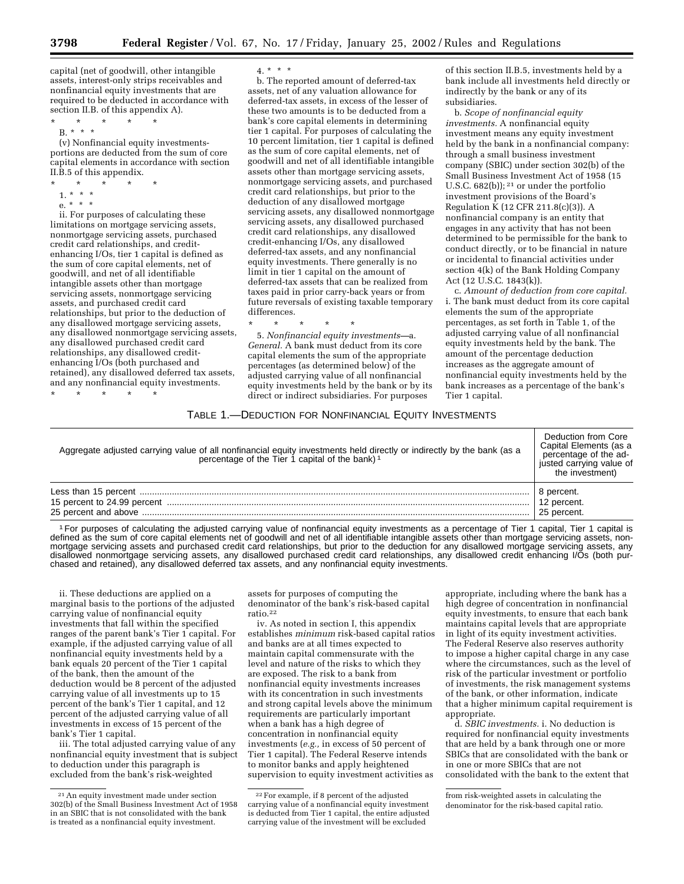capital (net of goodwill, other intangible assets, interest-only strips receivables and nonfinancial equity investments that are required to be deducted in accordance with section II.B. of this appendix A).

\* \* \* \* \*

B. \* \* \*

(v) Nonfinancial equity investments-portions are deducted from the sum of core capital elements in accordance with section II.B.5 of this appendix.

\* \* \* \* \*

1. \* \* \*

e. \* \* \*

ii. For purposes of calculating these limitations on mortgage servicing assets, nonmortgage servicing assets, purchased credit card relationships, and credit-enhancing I/Os, tier 1 capital is defined as the sum of core capital elements, net of goodwill, and net of all identifiable intangible assets other than mortgage servicing assets, nonmortgage servicing assets, and purchased credit card relationships, but prior to the deduction of any disallowed mortgage servicing assets, any disallowed nonmortgage servicing assets, any disallowed purchased credit card relationships, any disallowed credit-enhancing I/Os (both purchased and retained), any disallowed deferred tax assets, and any nonfinancial equity investments.

\* \* \* \* \*

4. \* \* \*

b. The reported amount of deferred-tax assets, net of any valuation allowance for deferred-tax assets, in excess of the lesser of these two amounts is to be deducted from a bank's core capital elements in determining tier 1 capital. For purposes of calculating the 10 percent limitation, tier 1 capital is defined as the sum of core capital elements, net of goodwill and net of all identifiable intangible assets other than mortgage servicing assets, nonmortgage servicing assets, and purchased credit card relationships, but prior to the deduction of any disallowed mortgage servicing assets, any disallowed nonmortgage servicing assets, any disallowed purchased credit card relationships, any disallowed credit-enhancing I/Os, any disallowed deferred-tax assets, and any nonfinancial equity investments. There generally is no limit in tier 1 capital on the amount of deferred-tax assets that can be realized from taxes paid in prior carry-back years or from future reversals of existing taxable temporary differences.

\* \* \* \* \*

5. *Nonfinancial equity investments*—a. *General.* A bank must deduct from its core capital elements the sum of the appropriate percentages (as determined below) of the adjusted carrying value of all nonfinancial equity investments held by the bank or by its direct or indirect subsidiaries. For purposes of this section II.B.5, investments held by a bank include all investments held directly or indirectly by the bank or any of its subsidiaries.

b. *Scope of nonfinancial equity investments.* A nonfinancial equity investment means any equity investment held by the bank in a nonfinancial company: through a small business investment company (SBIC) under section 302(b) of the Small Business Investment Act of 1958 (15 U.S.C. 682(b)); [21] or under the portfolio investment provisions of the Board's Regulation K (12 CFR 211.8(c)(3)). A nonfinancial company is an entity that engages in any activity that has not been determined to be permissible for the bank to conduct directly, or to be financial in nature or incidental to financial activities under section 4(k) of the Bank Holding Company Act (12 U.S.C. 1843(k)).

c. *Amount of deduction from core capital.* i. The bank must deduct from its core capital elements the sum of the appropriate percentages, as set forth in Table 1, of the adjusted carrying value of all nonfinancial equity investments held by the bank. The amount of the percentage deduction increases as the aggregate amount of nonfinancial equity investments held by the bank increases as a percentage of the bank's Tier 1 capital.

TABLE 1.—DEDUCTION FOR NONFINANCIAL EQUITY INVESTMENTS

| Aggregate adjusted carrying value of all nonfinancial equity investments held directly or indirectly by the bank (as a percentage of the Tier 1 capital of the bank) [1] | Deduction from Core Capital Elements (as a percentage of the adjusted carrying value of the investment) |
|---|---|
| Less than 15 percent | 8 percent. |
| 15 percent to 24.99 percent | 12 percent. |
| 25 percent and above | 25 percent. |

[1] For purposes of calculating the adjusted carrying value of nonfinancial equity investments as a percentage of Tier 1 capital, Tier 1 capital is defined as the sum of core capital elements net of goodwill and net of all identifiable intangible assets other than mortgage servicing assets, nonmortgage servicing assets and purchased credit card relationships, but prior to the deduction for any disallowed mortgage servicing assets, any disallowed nonmortgage servicing assets, any disallowed purchased credit card relationships, any disallowed credit enhancing I/Os (both purchased and retained), any disallowed deferred tax assets, and any nonfinancial equity investments.

ii. These deductions are applied on a marginal basis to the portions of the adjusted carrying value of nonfinancial equity investments that fall within the specified ranges of the parent bank's Tier 1 capital. For example, if the adjusted carrying value of all nonfinancial equity investments held by a bank equals 20 percent of the Tier 1 capital of the bank, then the amount of the deduction would be 8 percent of the adjusted carrying value of all investments up to 15 percent of the bank's Tier 1 capital, and 12 percent of the adjusted carrying value of all investments in excess of 15 percent of the bank's Tier 1 capital.

iii. The total adjusted carrying value of any nonfinancial equity investment that is subject to deduction under this paragraph is excluded from the bank's risk-weighted assets for purposes of computing the denominator of the bank's risk-based capital ratio.[22]

iv. As noted in section I, this appendix establishes *minimum* risk-based capital ratios and banks are at all times expected to maintain capital commensurate with the level and nature of the risks to which they are exposed. The risk to a bank from nonfinancial equity investments increases with its concentration in such investments and strong capital levels above the minimum requirements are particularly important when a bank has a high degree of concentration in nonfinancial equity investments (*e.g.,* in excess of 50 percent of Tier 1 capital). The Federal Reserve intends to monitor banks and apply heightened supervision to equity investment activities as appropriate, including where the bank has a high degree of concentration in nonfinancial equity investments, to ensure that each bank maintains capital levels that are appropriate in light of its equity investment activities. The Federal Reserve also reserves authority to impose a higher capital charge in any case where the circumstances, such as the level of risk of the particular investment or portfolio of investments, the risk management systems of the bank, or other information, indicate that a higher minimum capital requirement is appropriate.

d. *SBIC investments.* i. No deduction is required for nonfinancial equity investments that are held by a bank through one or more SBICs that are consolidated with the bank or in one or more SBICs that are not consolidated with the bank to the extent that

[21] An equity investment made under section 302(b) of the Small Business Investment Act of 1958 in an SBIC that is not consolidated with the bank is treated as a nonfinancial equity investment.

[22] For example, if 8 percent of the adjusted carrying value of a nonfinancial equity investment is deducted from Tier 1 capital, the entire adjusted carrying value of the investment will be excluded from risk-weighted assets in calculating the denominator for the risk-based capital ratio.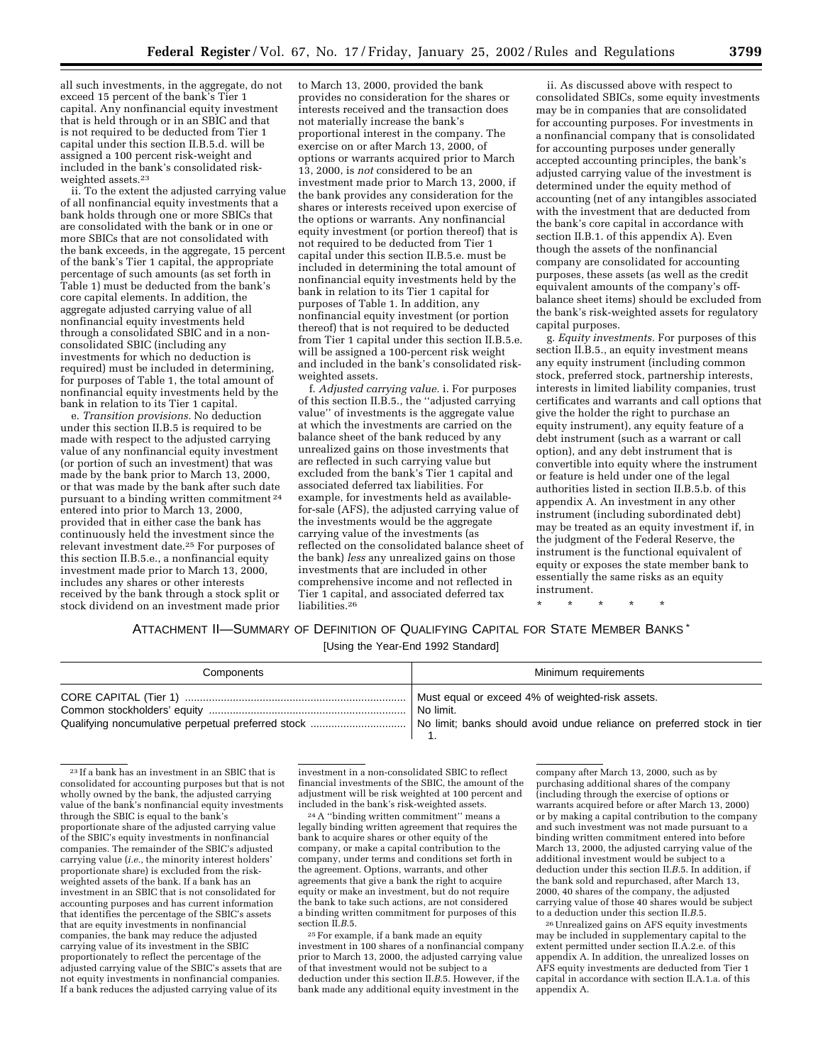all such investments, in the aggregate, do not exceed 15 percent of the bank's Tier 1 capital. Any nonfinancial equity investment that is held through or in an SBIC and that is not required to be deducted from Tier 1 capital under this section II.B.5.d. will be assigned a 100 percent risk-weight and included in the bank's consolidated risk-weighted assets.[23]

ii. To the extent the adjusted carrying value of all nonfinancial equity investments that a bank holds through one or more SBICs that are consolidated with the bank or in one or more SBICs that are not consolidated with the bank exceeds, in the aggregate, 15 percent of the bank's Tier 1 capital, the appropriate percentage of such amounts (as set forth in Table 1) must be deducted from the bank's core capital elements. In addition, the aggregate adjusted carrying value of all nonfinancial equity investments held through a consolidated SBIC and in a non-consolidated SBIC (including any investments for which no deduction is required) must be included in determining, for purposes of Table 1, the total amount of nonfinancial equity investments held by the bank in relation to its Tier 1 capital.

e. *Transition provisions.* No deduction under this section II.B.5 is required to be made with respect to the adjusted carrying value of any nonfinancial equity investment (or portion of such an investment) that was made by the bank prior to March 13, 2000, or that was made by the bank after such date pursuant to a binding written commitment[24] entered into prior to March 13, 2000, provided that in either case the bank has continuously held the investment since the relevant investment date.[25] For purposes of this section II.B.5.e., a nonfinancial equity investment made prior to March 13, 2000, includes any shares or other interests received by the bank through a stock split or stock dividend on an investment made prior to March 13, 2000, provided the bank provides no consideration for the shares or interests received and the transaction does not materially increase the bank's proportional interest in the company. The exercise on or after March 13, 2000, of options or warrants acquired prior to March 13, 2000, is *not* considered to be an investment made prior to March 13, 2000, if the bank provides any consideration for the shares or interests received upon exercise of the options or warrants. Any nonfinancial equity investment (or portion thereof) that is not required to be deducted from Tier 1 capital under this section II.B.5.e. must be included in determining the total amount of nonfinancial equity investments held by the bank in relation to its Tier 1 capital for purposes of Table 1. In addition, any nonfinancial equity investment (or portion thereof) that is not required to be deducted from Tier 1 capital under this section II.B.5.e. will be assigned a 100-percent risk weight and included in the bank's consolidated risk-weighted assets.

f. *Adjusted carrying value.* i. For purposes of this section II.B.5., the "adjusted carrying value" of investments is the aggregate value at which the investments are carried on the balance sheet of the bank reduced by any unrealized gains on those investments that are reflected in such carrying value but excluded from the bank's Tier 1 capital and associated deferred tax liabilities. For example, for investments held as available-for-sale (AFS), the adjusted carrying value of the investments would be the aggregate carrying value of the investments (as reflected on the consolidated balance sheet of the bank) *less* any unrealized gains on those investments that are included in other comprehensive income and not reflected in Tier 1 capital, and associated deferred tax liabilities.[26]

ii. As discussed above with respect to consolidated SBICs, some equity investments may be in companies that are consolidated for accounting purposes. For investments in a nonfinancial company that is consolidated for accounting purposes under generally accepted accounting principles, the bank's adjusted carrying value of the investment is determined under the equity method of accounting (net of any intangibles associated with the investment that are deducted from the bank's core capital in accordance with section II.B.1. of this appendix A). Even though the assets of the nonfinancial company are consolidated for accounting purposes, these assets (as well as the credit equivalent amounts of the company's off-balance sheet items) should be excluded from the bank's risk-weighted assets for regulatory capital purposes.

g. *Equity investments.* For purposes of this section II.B.5., an equity investment means any equity instrument (including common stock, preferred stock, partnership interests, interests in limited liability companies, trust certificates and warrants and call options that give the holder the right to purchase an equity instrument), any equity feature of a debt instrument (such as a warrant or call option), and any debt instrument that is convertible into equity where the instrument or feature is held under one of the legal authorities listed in section II.B.5.b. of this appendix A. An investment in any other instrument (including subordinated debt) may be treated as an equity investment if, in the judgment of the Federal Reserve, the instrument is the functional equivalent of equity or exposes the state member bank to essentially the same risks as an equity instrument.

\* \* \* \* \*

## ATTACHMENT II—SUMMARY OF DEFINITION OF QUALIFYING CAPITAL FOR STATE MEMBER BANKS *

[Using the Year-End 1992 Standard]

| Components | Minimum requirements |
|---|---|
| CORE CAPITAL (Tier 1) | Must equal or exceed 4% of weighted-risk assets. |
| Common stockholders' equity | No limit. |
| Qualifying noncumulative perpetual preferred stock | No limit; banks should avoid undue reliance on preferred stock in tier 1. |

[23] If a bank has an investment in an SBIC that is consolidated for accounting purposes but that is not wholly owned by the bank, the adjusted carrying value of the bank's nonfinancial equity investments through the SBIC is equal to the bank's proportionate share of the adjusted carrying value of the SBIC's equity investments in nonfinancial companies. The remainder of the SBIC's adjusted carrying value (*i.e.,* the minority interest holders' proportionate share) is excluded from the risk-weighted assets of the bank. If a bank has an investment in an SBIC that is not consolidated for accounting purposes and has current information that identifies the percentage of the SBIC's assets that are equity investments in nonfinancial companies, the bank may reduce the adjusted carrying value of its investment in the SBIC proportionately to reflect the percentage of the adjusted carrying value of the SBIC's assets that are not equity investments in nonfinancial companies. If a bank reduces the adjusted carrying value of its investment in a non-consolidated SBIC to reflect financial investments of the SBIC, the amount of the adjustment will be risk weighted at 100 percent and included in the bank's risk-weighted assets.

[24] A "binding written commitment" means a legally binding written agreement that requires the bank to acquire shares or other equity of the company, or make a capital contribution to the company, under terms and conditions set forth in the agreement. Options, warrants, and other agreements that give a bank the right to acquire equity or make an investment, but do not require the bank to take such actions, are not considered a binding written commitment for purposes of this section II.*B*.5.

[25] For example, if a bank made an equity investment in 100 shares of a nonfinancial company prior to March 13, 2000, the adjusted carrying value of that investment would not be subject to a deduction under this section II.*B*.5. However, if the bank made any additional equity investment in the company after March 13, 2000, such as by purchasing additional shares of the company (including through the exercise of options or warrants acquired before or after March 13, 2000) or by making a capital contribution to the company and such investment was not made pursuant to a binding written commitment entered into before March 13, 2000, the adjusted carrying value of the additional investment would be subject to a deduction under this section II.*B*.5. In addition, if the bank sold and repurchased, after March 13, 2000, 40 shares of the company, the adjusted carrying value of those 40 shares would be subject to a deduction under this section II.*B*.5.

[26] Unrealized gains on AFS equity investments may be included in supplementary capital to the extent permitted under section II.A.2.e. of this appendix A. In addition, the unrealized losses on AFS equity investments are deducted from Tier 1 capital in accordance with section II.A.1.a. of this appendix A.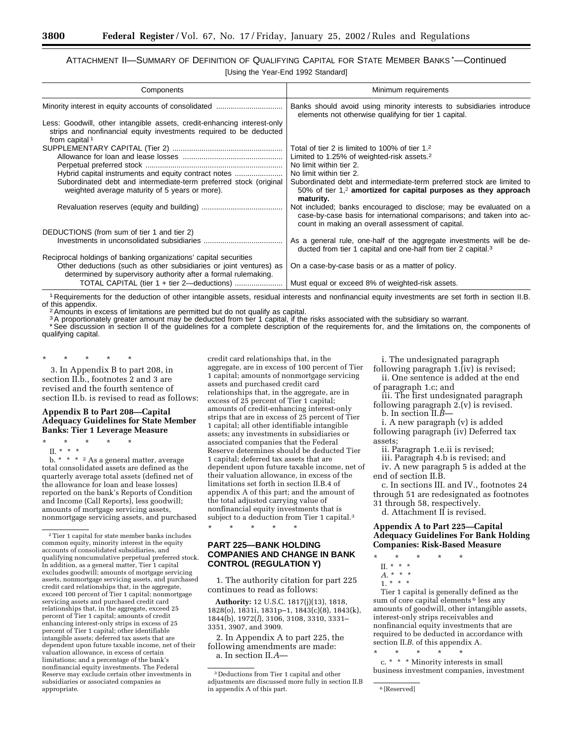## ATTACHMENT II—SUMMARY OF DEFINITION OF QUALIFYING CAPITAL FOR STATE MEMBER BANKS *—Continued

[Using the Year-End 1992 Standard]

| Components | Minimum requirements |
|---|---|
| Minority interest in equity accounts of consolidated | Banks should avoid using minority interests to subsidiaries introduce elements not otherwise qualifying for tier 1 capital. |
| Less: Goodwill, other intangible assets, credit-enhancing interest-only strips and nonfinancial equity investments required to be deducted from capital [1] | |
| SUPPLEMENTARY CAPITAL (Tier 2) | Total of tier 2 is limited to 100% of tier 1.[2] |
| Allowance for loan and lease losses | Limited to 1.25% of weighted-risk assets.[2] |
| Perpetual preferred stock | No limit within tier 2. |
| Hybrid capital instruments and equity contract notes | No limit within tier 2. |
| Subordinated debt and intermediate-term preferred stock (original weighted average maturity of 5 years or more). | Subordinated debt and intermediate-term preferred stock are limited to 50% of tier 1,[2] **amortized for capital purposes as they approach maturity.** |
| Revaluation reserves (equity and building) | Not included; banks encouraged to disclose; may be evaluated on a case-by-case basis for international comparisons; and taken into account in making an overall assessment of capital. |
| DEDUCTIONS (from sum of tier 1 and tier 2) | |
| Investments in unconsolidated subsidiaries | As a general rule, one-half of the aggregate investments will be deducted from tier 1 capital and one-half from tier 2 capital.[3] |
| Reciprocal holdings of banking organizations' capital securities | |
| Other deductions (such as other subsidiaries or joint ventures) as determined by supervisory authority after a formal rulemaking. | On a case-by-case basis or as a matter of policy. |
| TOTAL CAPITAL (tier 1 + tier 2—deductions) | Must equal or exceed 8% of weighted-risk assets. |

[1] Requirements for the deduction of other intangible assets, residual interests and nonfinancial equity investments are set forth in section II.B. of this appendix.

[2] Amounts in excess of limitations are permitted but do not qualify as capital.

[3] A proportionately greater amount may be deducted from tier 1 capital, if the risks associated with the subsidiary so warrant.

* See discussion in section II of the guidelines for a complete description of the requirements for, and the limitations on, the components of qualifying capital.

\* \* \* \* \*

3. In Appendix B to part 208, in section II.b., footnotes 2 and 3 are revised and the fourth sentence of section II.b. is revised to read as follows:

### Appendix B to Part 208—Capital Adequacy Guidelines for State Member Banks: Tier 1 Leverage Measure

\* \* \* \* \*

II. * * *

b. * * * [2] As a general matter, average total consolidated assets are defined as the quarterly average total assets (defined net of the allowance for loan and lease losses) reported on the bank's Reports of Condition and Income (Call Reports), less goodwill; amounts of mortgage servicing assets, nonmortgage servicing assets, and purchased credit card relationships that, in the aggregate, are in excess of 100 percent of Tier 1 capital; amounts of nonmortgage servicing assets and purchased credit card relationships that, in the aggregate, are in excess of 25 percent of Tier 1 capital; amounts of credit-enhancing interest-only strips that are in excess of 25 percent of Tier 1 capital; all other identifiable intangible assets; any investments in subsidiaries or associated companies that the Federal Reserve determines should be deducted Tier 1 capital; deferred tax assets that are dependent upon future taxable income, net of their valuation allowance, in excess of the limitations set forth in section II.B.4 of appendix A of this part; and the amount of the total adjusted carrying value of nonfinancial equity investments that is subject to a deduction from Tier 1 capital.[3]

\* \* \* \* \*

[2] Tier 1 capital for state member banks includes common equity, minority interest in the equity accounts of consolidated subsidiaries, and qualifying noncumulative perpetual preferred stock. In addition, as a general matter, Tier 1 capital excludes goodwill; amounts of mortgage servicing assets, nonmortgage servicing assets, and purchased credit card relationships that, in the aggregate, exceed 100 percent of Tier 1 capital; nonmortgage servicing assets and purchased credit card relationships that, in the aggregate, exceed 25 percent of Tier 1 capital; amounts of credit enhancing interest-only strips in excess of 25 percent of Tier 1 capital; other identifiable intangible assets; deferred tax assets that are dependent upon future taxable income, net of their valuation allowance, in excess of certain limitations; and a percentage of the bank's nonfinancial equity investments. The Federal Reserve may exclude certain other investments in subsidiaries or associated companies as appropriate.

[3] Deductions from Tier 1 capital and other adjustments are discussed more fully in section II.B in appendix A of this part.

## PART 225—BANK HOLDING COMPANIES AND CHANGE IN BANK CONTROL (REGULATION Y)

1. The authority citation for part 225 continues to read as follows:

**Authority:** 12 U.S.C. 1817(j)(13), 1818, 1828(o), 1831i, 1831p–1, 1843(c)(8), 1843(k), 1844(b), 1972(*l*), 3106, 3108, 3310, 3331–3351, 3907, and 3909.

2. In Appendix A to part 225, the following amendments are made:

a. In section II.*A*—

i. The undesignated paragraph following paragraph 1.(iv) is revised;

ii. One sentence is added at the end of paragraph 1.c; and

iii. The first undesignated paragraph following paragraph 2.(v) is revised.

b. In section II.*B*—

i. A new paragraph (v) is added following paragraph (iv) Deferred tax assets;

ii. Paragraph 1.e.ii is revised;

iii. Paragraph 4.b is revised; and

iv. A new paragraph 5 is added at the end of section II.B.

c. In sections III. and IV., footnotes 24 through 51 are redesignated as footnotes 31 through 58, respectively.

d. Attachment II is revised.

### Appendix A to Part 225—Capital Adequacy Guidelines For Bank Holding Companies: Risk-Based Measure

\* \* \* \* \*

II. * * *

*A.* * * *

1. * * *

Tier 1 capital is generally defined as the sum of core capital elements [6] less any amounts of goodwill, other intangible assets, interest-only strips receivables and nonfinancial equity investments that are required to be deducted in accordance with section II.*B.* of this appendix A.

\* \* \* \* \*

c. * * * Minority interests in small business investment companies, investment

[6] [Reserved]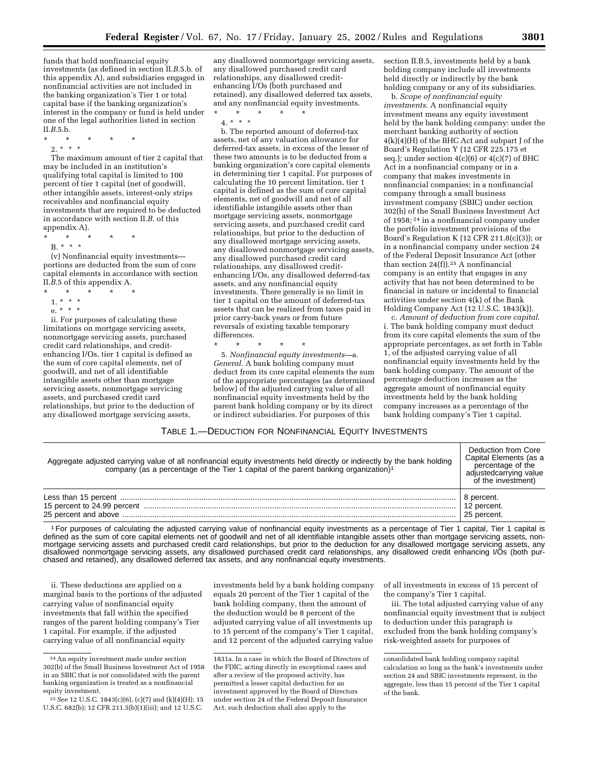funds that hold nonfinancial equity investments (as defined in section II.*B*.5.b. of this appendix A), and subsidiaries engaged in nonfinancial activities are not included in the banking organization's Tier 1 or total capital base if the banking organization's interest in the company or fund is held under one of the legal authorities listed in section II.*B*.5.b.

\* \* \* \* \*

2. \* \* \*

The maximum amount of tier 2 capital that may be included in an institution's qualifying total capital is limited to 100 percent of tier 1 capital (net of goodwill, other intangible assets, interest-only strips receivables and nonfinancial equity investments that are required to be deducted in accordance with section II.*B*. of this appendix A).

\* \* \* \* \*

B. \* \* \*

(v) Nonfinancial equity investments—portions are deducted from the sum of core capital elements in accordance with section II.*B*.5 of this appendix A.

\* \* \* \* \*

1. \* \* \*

e. \* \* \*

ii. For purposes of calculating these limitations on mortgage servicing assets, nonmortgage servicing assets, purchased credit card relationships, and credit-enhancing I/Os, tier 1 capital is defined as the sum of core capital elements, net of goodwill, and net of all identifiable intangible assets other than mortgage servicing assets, nonmortgage servicing assets, and purchased credit card relationships, but prior to the deduction of any disallowed mortgage servicing assets, any disallowed nonmortgage servicing assets, any disallowed purchased credit card relationships, any disallowed credit-enhancing I/Os (both purchased and retained), any disallowed deferred tax assets, and any nonfinancial equity investments.

\* \* \* \* \*

4. \* \* \*

b. The reported amount of deferred-tax assets, net of any valuation allowance for deferred-tax assets, in excess of the lesser of these two amounts is to be deducted from a banking organization's core capital elements in determining tier 1 capital. For purposes of calculating the 10 percent limitation, tier 1 capital is defined as the sum of core capital elements, net of goodwill and net of all identifiable intangible assets other than mortgage servicing assets, nonmortgage servicing assets, and purchased credit card relationships, but prior to the deduction of any disallowed mortgage servicing assets, any disallowed nonmortgage servicing assets, any disallowed purchased credit card relationships, any disallowed credit-enhancing I/Os, any disallowed deferred-tax assets, and any nonfinancial equity investments. There generally is no limit in tier 1 capital on the amount of deferred-tax assets that can be realized from taxes paid in prior carry-back years or from future reversals of existing taxable temporary differences.

\* \* \* \* \*

5. *Nonfinancial equity investments*—a. *General*. A bank holding company must deduct from its core capital elements the sum of the appropriate percentages (as determined below) of the adjusted carrying value of all nonfinancial equity investments held by the parent bank holding company or by its direct or indirect subsidiaries. For purposes of this section II.B.5, investments held by a bank holding company include all investments held directly or indirectly by the bank holding company or any of its subsidiaries.

b. *Scope of nonfinancial equity investments*. A nonfinancial equity investment means any equity investment held by the bank holding company: under the merchant banking authority of section 4(k)(4)(H) of the BHC Act and subpart J of the Board's Regulation Y (12 CFR 225.175 et seq.); under section 4(c)(6) or 4(c)(7) of BHC Act in a nonfinancial company or in a company that makes investments in nonfinancial companies; in a nonfinancial company through a small business investment company (SBIC) under section 302(b) of the Small Business Investment Act of 1958;[24] in a nonfinancial company under the portfolio investment provisions of the Board's Regulation K (12 CFR 211.8(c)(3)); or in a nonfinancial company under section 24 of the Federal Deposit Insurance Act (other than section 24(f)).[25] A nonfinancial company is an entity that engages in any activity that has not been determined to be financial in nature or incidental to financial activities under section 4(k) of the Bank Holding Company Act (12 U.S.C. 1843(k)).

c. *Amount of deduction from core capital*. i. The bank holding company must deduct from its core capital elements the sum of the appropriate percentages, as set forth in Table 1, of the adjusted carrying value of all nonfinancial equity investments held by the bank holding company. The amount of the percentage deduction increases as the aggregate amount of nonfinancial equity investments held by the bank holding company increases as a percentage of the bank holding company's Tier 1 capital.

TABLE 1.—DEDUCTION FOR NONFINANCIAL EQUITY INVESTMENTS

| Aggregate adjusted carrying value of all nonfinancial equity investments held directly or indirectly by the bank holding company (as a percentage of the Tier 1 capital of the parent banking organization)[1] | Deduction from Core Capital Elements (as a percentage of the adjustedcarrying value of the investment) |
|---|---|
| Less than 15 percent | 8 percent. |
| 15 percent to 24.99 percent | 12 percent. |
| 25 percent and above | 25 percent. |

[1] For purposes of calculating the adjusted carrying value of nonfinancial equity investments as a percentage of Tier 1 capital, Tier 1 capital is defined as the sum of core capital elements net of goodwill and net of all identifiable intangible assets other than mortgage servicing assets, nonmortgage servicing assets and purchased credit card relationships, but prior to the deduction for any disallowed mortgage servicing assets, any disallowed nonmortgage servicing assets, any disallowed purchased credit card relationships, any disallowed credit enhancing I/Os (both purchased and retained), any disallowed deferred tax assets, and any nonfinancial equity investments.

ii. These deductions are applied on a marginal basis to the portions of the adjusted carrying value of nonfinancial equity investments that fall within the specified ranges of the parent holding company's Tier 1 capital. For example, if the adjusted carrying value of all nonfinancial equity investments held by a bank holding company equals 20 percent of the Tier 1 capital of the bank holding company, then the amount of the deduction would be 8 percent of the adjusted carrying value of all investments up to 15 percent of the company's Tier 1 capital, and 12 percent of the adjusted carrying value of all investments in excess of 15 percent of the company's Tier 1 capital.

iii. The total adjusted carrying value of any nonfinancial equity investment that is subject to deduction under this paragraph is excluded from the bank holding company's risk-weighted assets for purposes of

[24] An equity investment made under section 302(b) of the Small Business Investment Act of 1958 in an SBIC that is not consolidated with the parent banking organization is treated as a nonfinancial equity investment.

[25] *See* 12 U.S.C. 1843(c)(6), (c)(7) and (k)(4)(H); 15 U.S.C. 682(b); 12 CFR 211.5(b)(1)(iii); and 12 U.S.C. 1831a. In a case in which the Board of Directors of the FDIC, acting directly in exceptional cases and after a review of the proposed activity, has permitted a lesser capital deduction for an investment approved by the Board of Directors under section 24 of the Federal Deposit Insurance Act, such deduction shall also apply to the consolidated bank holding company capital calculation so long as the bank's investments under section 24 and SBIC investments represent, in the aggregate, less than 15 percent of the Tier 1 capital of the bank.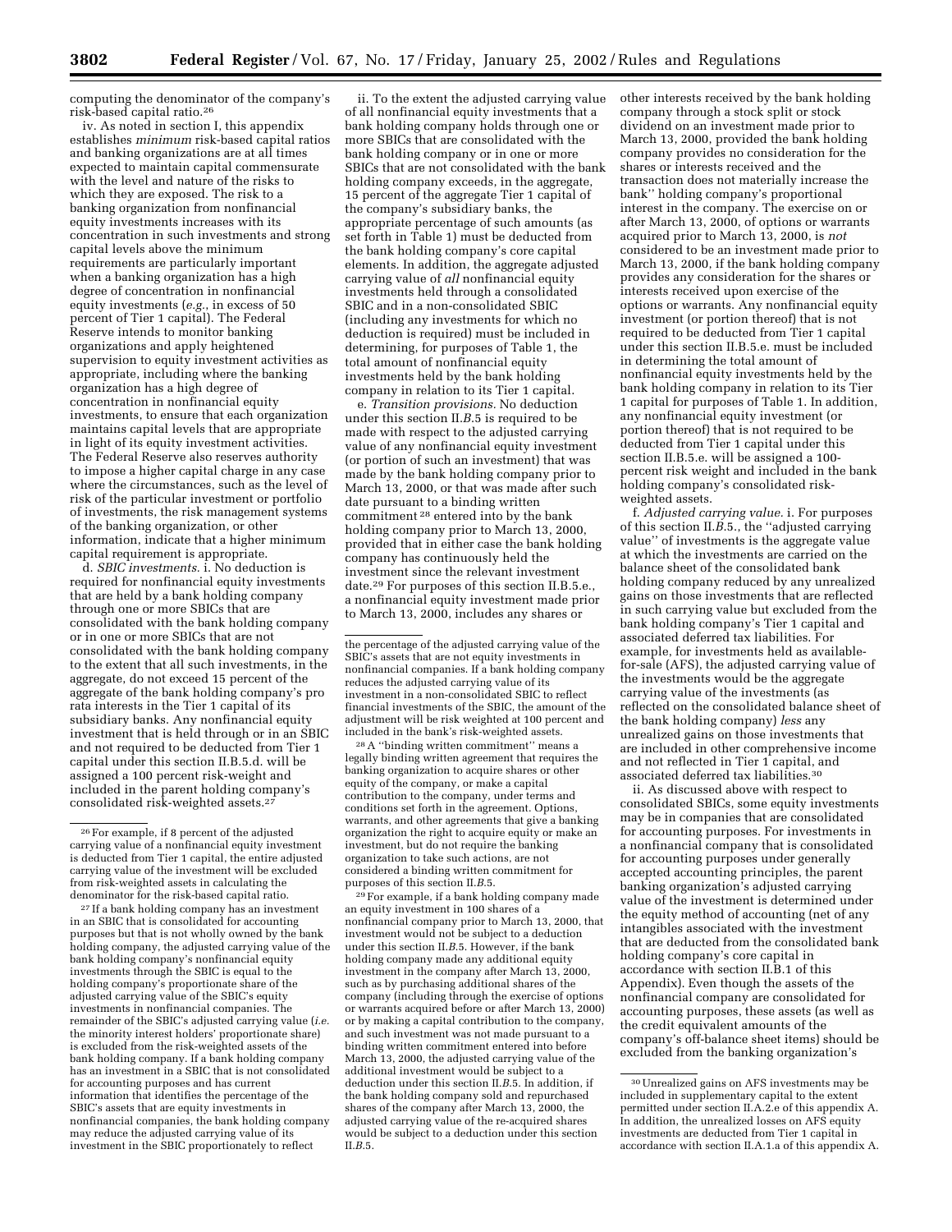computing the denominator of the company's risk-based capital ratio.[26]

iv. As noted in section I, this appendix establishes *minimum* risk-based capital ratios and banking organizations are at all times expected to maintain capital commensurate with the level and nature of the risks to which they are exposed. The risk to a banking organization from nonfinancial equity investments increases with its concentration in such investments and strong capital levels above the minimum requirements are particularly important when a banking organization has a high degree of concentration in nonfinancial equity investments (*e.g.*, in excess of 50 percent of Tier 1 capital). The Federal Reserve intends to monitor banking organizations and apply heightened supervision to equity investment activities as appropriate, including where the banking organization has a high degree of concentration in nonfinancial equity investments, to ensure that each organization maintains capital levels that are appropriate in light of its equity investment activities. The Federal Reserve also reserves authority to impose a higher capital charge in any case where the circumstances, such as the level of risk of the particular investment or portfolio of investments, the risk management systems of the banking organization, or other information, indicate that a higher minimum capital requirement is appropriate.

d. *SBIC investments.* i. No deduction is required for nonfinancial equity investments that are held by a bank holding company through one or more SBICs that are consolidated with the bank holding company or in one or more SBICs that are not consolidated with the bank holding company to the extent that all such investments, in the aggregate, do not exceed 15 percent of the aggregate of the bank holding company's pro rata interests in the Tier 1 capital of its subsidiary banks. Any nonfinancial equity investment that is held through or in an SBIC and not required to be deducted from Tier 1 capital under this section II.B.5.d. will be assigned a 100 percent risk-weight and included in the parent holding company's consolidated risk-weighted assets.[27]

ii. To the extent the adjusted carrying value of all nonfinancial equity investments that a bank holding company holds through one or more SBICs that are consolidated with the bank holding company or in one or more SBICs that are not consolidated with the bank holding company exceeds, in the aggregate, 15 percent of the aggregate Tier 1 capital of the company's subsidiary banks, the appropriate percentage of such amounts (as set forth in Table 1) must be deducted from the bank holding company's core capital elements. In addition, the aggregate adjusted carrying value of *all* nonfinancial equity investments held through a consolidated SBIC and in a non-consolidated SBIC (including any investments for which no deduction is required) must be included in determining, for purposes of Table 1, the total amount of nonfinancial equity investments held by the bank holding company in relation to its Tier 1 capital.

e. *Transition provisions.* No deduction under this section II.*B*.5 is required to be made with respect to the adjusted carrying value of any nonfinancial equity investment (or portion of such an investment) that was made by the bank holding company prior to March 13, 2000, or that was made after such date pursuant to a binding written commitment[28] entered into by the bank holding company prior to March 13, 2000, provided that in either case the bank holding company has continuously held the investment since the relevant investment date.[29] For purposes of this section II.B.5.e., a nonfinancial equity investment made prior to March 13, 2000, includes any shares or other interests received by the bank holding company through a stock split or stock dividend on an investment made prior to March 13, 2000, provided the bank holding company provides no consideration for the shares or interests received and the transaction does not materially increase the bank'' holding company's proportional interest in the company. The exercise on or after March 13, 2000, of options or warrants acquired prior to March 13, 2000, is *not* considered to be an investment made prior to March 13, 2000, if the bank holding company provides any consideration for the shares or interests received upon exercise of the options or warrants. Any nonfinancial equity investment (or portion thereof) that is not required to be deducted from Tier 1 capital under this section II.B.5.e. must be included in determining the total amount of nonfinancial equity investments held by the bank holding company in relation to its Tier 1 capital for purposes of Table 1. In addition, any nonfinancial equity investment (or portion thereof) that is not required to be deducted from Tier 1 capital under this section II.B.5.e. will be assigned a 100-percent risk weight and included in the bank holding company's consolidated risk-weighted assets.

f. *Adjusted carrying value.* i. For purposes of this section II.*B*.5., the ''adjusted carrying value'' of investments is the aggregate value at which the investments are carried on the balance sheet of the consolidated bank holding company reduced by any unrealized gains on those investments that are reflected in such carrying value but excluded from the bank holding company's Tier 1 capital and associated deferred tax liabilities. For example, for investments held as available-for-sale (AFS), the adjusted carrying value of the investments would be the aggregate carrying value of the investments (as reflected on the consolidated balance sheet of the bank holding company) *less* any unrealized gains on those investments that are included in other comprehensive income and not reflected in Tier 1 capital, and associated deferred tax liabilities.[30]

ii. As discussed above with respect to consolidated SBICs, some equity investments may be in companies that are consolidated for accounting purposes. For investments in a nonfinancial company that is consolidated for accounting purposes under generally accepted accounting principles, the parent banking organization's adjusted carrying value of the investment is determined under the equity method of accounting (net of any intangibles associated with the investment that are deducted from the consolidated bank holding company's core capital in accordance with section II.B.1 of this Appendix). Even though the assets of the nonfinancial company are consolidated for accounting purposes, these assets (as well as the credit equivalent amounts of the company's off-balance sheet items) should be excluded from the banking organization's

---

[26] For example, if 8 percent of the adjusted carrying value of a nonfinancial equity investment is deducted from Tier 1 capital, the entire adjusted carrying value of the investment will be excluded from risk-weighted assets in calculating the denominator for the risk-based capital ratio.

[27] If a bank holding company has an investment in an SBIC that is consolidated for accounting purposes but that is not wholly owned by the bank holding company, the adjusted carrying value of the bank holding company's nonfinancial equity investments through the SBIC is equal to the holding company's proportionate share of the adjusted carrying value of the SBIC's equity investments in nonfinancial companies. The remainder of the SBIC's adjusted carrying value (*i.e.* the minority interest holders' proportionate share) is excluded from the risk-weighted assets of the bank holding company. If a bank holding company has an investment in a SBIC that is not consolidated for accounting purposes and has current information that identifies the percentage of the SBIC's assets that are equity investments in nonfinancial companies, the bank holding company may reduce the adjusted carrying value of its investment in the SBIC proportionately to reflect the percentage of the adjusted carrying value of the SBIC's assets that are not equity investments in nonfinancial companies. If a bank holding company reduces the adjusted carrying value of its investment in a non-consolidated SBIC to reflect financial investments of the SBIC, the amount of the adjustment will be risk weighted at 100 percent and included in the bank's risk-weighted assets.

[28] A ''binding written commitment'' means a legally binding written agreement that requires the banking organization to acquire shares or other equity of the company, or make a capital contribution to the company, under terms and conditions set forth in the agreement. Options, warrants, and other agreements that give a banking organization the right to acquire equity or make an investment, but do not require the banking organization to take such actions, are not considered a binding written commitment for purposes of this section II.*B*.5.

[29] For example, if a bank holding company made an equity investment in 100 shares of a nonfinancial company prior to March 13, 2000, that investment would not be subject to a deduction under this section II.*B*.5. However, if the bank holding company made any additional equity investment in the company after March 13, 2000, such as by purchasing additional shares of the company (including through the exercise of options or warrants acquired before or after March 13, 2000) or by making a capital contribution to the company, and such investment was not made pursuant to a binding written commitment entered into before March 13, 2000, the adjusted carrying value of the additional investment would be subject to a deduction under this section II.*B*.5. In addition, if the bank holding company sold and repurchased shares of the company after March 13, 2000, the adjusted carrying value of the re-acquired shares would be subject to a deduction under this section II.*B*.5.

[30] Unrealized gains on AFS investments may be included in supplementary capital to the extent permitted under section II.A.2.e of this appendix A. In addition, the unrealized losses on AFS equity investments are deducted from Tier 1 capital in accordance with section II.A.1.a of this appendix A.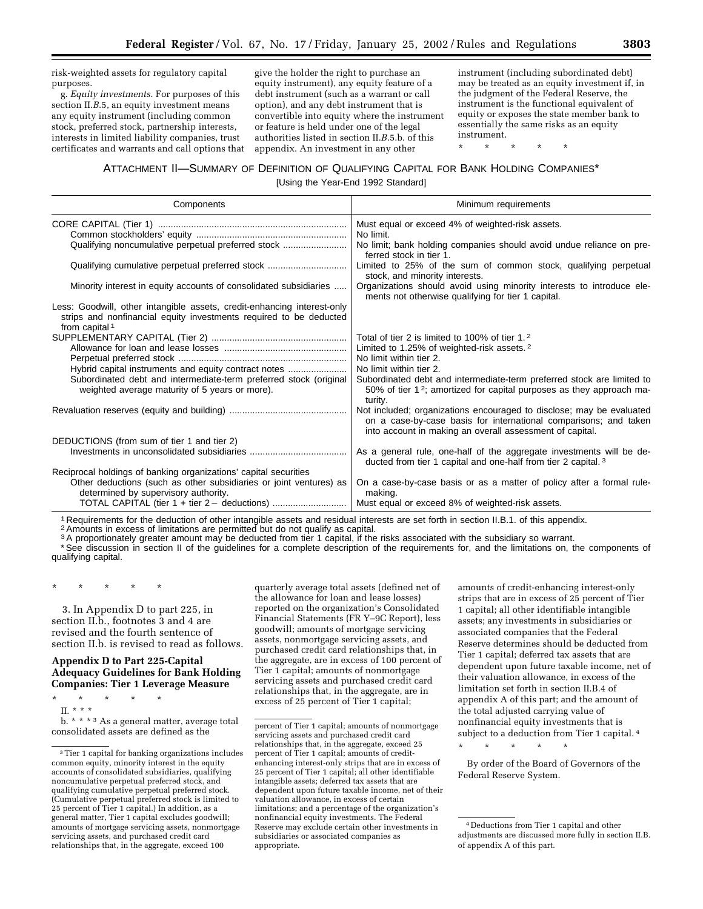risk-weighted assets for regulatory capital purposes.

g. *Equity investments*. For purposes of this section II.*B*.5, an equity investment means any equity instrument (including common stock, preferred stock, partnership interests, interests in limited liability companies, trust certificates and warrants and call options that give the holder the right to purchase an equity instrument), any equity feature of a debt instrument (such as a warrant or call option), and any debt instrument that is convertible into equity where the instrument or feature is held under one of the legal authorities listed in section II.*B*.5.b. of this appendix. An investment in any other instrument (including subordinated debt) may be treated as an equity investment if, in the judgment of the Federal Reserve, the instrument is the functional equivalent of equity or exposes the state member bank to essentially the same risks as an equity instrument.

\* \* \* \* \*

## ATTACHMENT II—SUMMARY OF DEFINITION OF QUALIFYING CAPITAL FOR BANK HOLDING COMPANIES*

[Using the Year-End 1992 Standard]

| Components | Minimum requirements |
|---|---|
| CORE CAPITAL (Tier 1) | Must equal or exceed 4% of weighted-risk assets. |
| Common stockholders' equity | No limit. |
| Qualifying noncumulative perpetual preferred stock | No limit; bank holding companies should avoid undue reliance on preferred stock in tier 1. |
| Qualifying cumulative perpetual preferred stock | Limited to 25% of the sum of common stock, qualifying perpetual stock, and minority interests. |
| Minority interest in equity accounts of consolidated subsidiaries | Organizations should avoid using minority interests to introduce elements not otherwise qualifying for tier 1 capital. |
| Less: Goodwill, other intangible assets, credit-enhancing interest-only strips and nonfinancial equity investments required to be deducted from capital [1] | |
| SUPPLEMENTARY CAPITAL (Tier 2) | Total of tier 2 is limited to 100% of tier 1. [2] |
| Allowance for loan and lease losses | Limited to 1.25% of weighted-risk assets. [2] |
| Perpetual preferred stock | No limit within tier 2. |
| Hybrid capital instruments and equity contract notes | No limit within tier 2. |
| Subordinated debt and intermediate-term preferred stock (original weighted average maturity of 5 years or more). | Subordinated debt and intermediate-term preferred stock are limited to 50% of tier 1 [2]; amortized for capital purposes as they approach maturity. |
| Revaluation reserves (equity and building) | Not included; organizations encouraged to disclose; may be evaluated on a case-by-case basis for international comparisons; and taken into account in making an overall assessment of capital. |
| DEDUCTIONS (from sum of tier 1 and tier 2) | |
| Investments in unconsolidated subsidiaries | As a general rule, one-half of the aggregate investments will be deducted from tier 1 capital and one-half from tier 2 capital. [3] |
| Reciprocal holdings of banking organizations' capital securities | |
| Other deductions (such as other subsidiaries or joint ventures) as determined by supervisory authority. | On a case-by-case basis or as a matter of policy after a formal rulemaking. |
| TOTAL CAPITAL (tier 1 + tier 2 − deductions) | Must equal or exceed 8% of weighted-risk assets. |

[1] Requirements for the deduction of other intangible assets and residual interests are set forth in section II.B.1. of this appendix.

[2] Amounts in excess of limitations are permitted but do not qualify as capital.

[3] A proportionately greater amount may be deducted from tier 1 capital, if the risks associated with the subsidiary so warrant.

\* See discussion in section II of the guidelines for a complete description of the requirements for, and the limitations on, the components of qualifying capital.

\* \* \* \* \*

3. In Appendix D to part 225, in section II.b., footnotes 3 and 4 are revised and the fourth sentence of section II.b. is revised to read as follows.

### Appendix D to Part 225-Capital Adequacy Guidelines for Bank Holding Companies: Tier 1 Leverage Measure

\* \* \* \* \*

II. \* \* \*

b. \* \* \* [3] As a general matter, average total consolidated assets are defined as the quarterly average total assets (defined net of the allowance for loan and lease losses) reported on the organization's Consolidated Financial Statements (FR Y–9C Report), less goodwill; amounts of mortgage servicing assets, nonmortgage servicing assets, and purchased credit card relationships that, in the aggregate, are in excess of 100 percent of Tier 1 capital; amounts of nonmortgage servicing assets and purchased credit card relationships that, in the aggregate, are in excess of 25 percent of Tier 1 capital; amounts of credit-enhancing interest-only strips that are in excess of 25 percent of Tier 1 capital; all other identifiable intangible assets; any investments in subsidiaries or associated companies that the Federal Reserve determines should be deducted from Tier 1 capital; deferred tax assets that are dependent upon future taxable income, net of their valuation allowance, in excess of the limitation set forth in section II.B.4 of appendix A of this part; and the amount of the total adjusted carrying value of nonfinancial equity investments that is subject to a deduction from Tier 1 capital. [4]

\* \* \* \* \*

By order of the Board of Governors of the Federal Reserve System.

[3] Tier 1 capital for banking organizations includes common equity, minority interest in the equity accounts of consolidated subsidiaries, qualifying noncumulative perpetual preferred stock, and qualifying cumulative perpetual preferred stock. (Cumulative perpetual preferred stock is limited to 25 percent of Tier 1 capital.) In addition, as a general matter, Tier 1 capital excludes goodwill; amounts of mortgage servicing assets, nonmortgage servicing assets, and purchased credit card relationships that, in the aggregate, exceed 100 percent of Tier 1 capital; amounts of nonmortgage servicing assets and purchased credit card relationships that, in the aggregate, exceed 25 percent of Tier 1 capital; amounts of credit-enhancing interest-only strips that are in excess of 25 percent of Tier 1 capital; all other identifiable intangible assets; deferred tax assets that are dependent upon future taxable income, net of their valuation allowance, in excess of certain limitations; and a percentage of the organization's nonfinancial equity investments. The Federal Reserve may exclude certain other investments in subsidiaries or associated companies as appropriate.

[4] Deductions from Tier 1 capital and other adjustments are discussed more fully in section II.B. of appendix A of this part.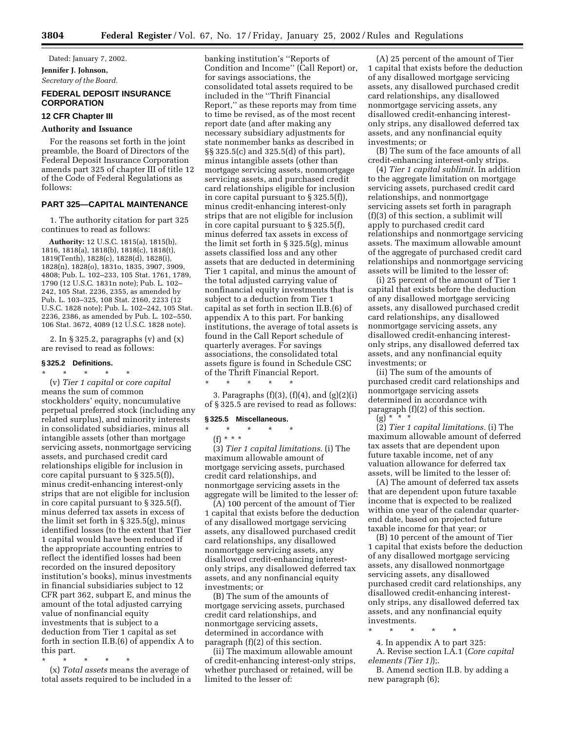Dated: January 7, 2002.

**Jennifer J. Johnson,**

*Secretary of the Board.*

## FEDERAL DEPOSIT INSURANCE CORPORATION

### 12 CFR Chapter III

#### Authority and Issuance

For the reasons set forth in the joint preamble, the Board of Directors of the Federal Deposit Insurance Corporation amends part 325 of chapter III of title 12 of the Code of Federal Regulations as follows:

## PART 325—CAPITAL MAINTENANCE

1. The authority citation for part 325 continues to read as follows:

**Authority:** 12 U.S.C. 1815(a), 1815(b), 1816, 1818(a), 1818(b), 1818(c), 1818(t), 1819(Tenth), 1828(c), 1828(d), 1828(i), 1828(n), 1828(o), 1831o, 1835, 3907, 3909, 4808; Pub. L. 102–233, 105 Stat. 1761, 1789, 1790 (12 U.S.C. 1831n note); Pub. L. 102–242, 105 Stat. 2236, 2355, as amended by Pub. L. 103–325, 108 Stat. 2160, 2233 (12 U.S.C. 1828 note); Pub. L. 102–242, 105 Stat. 2236, 2386, as amended by Pub. L. 102–550, 106 Stat. 3672, 4089 (12 U.S.C. 1828 note).

2. In § 325.2, paragraphs (v) and (x) are revised to read as follows:

### § 325.2 Definitions.

\* \* \* \* \*

(v) *Tier 1 capital* or *core capital* means the sum of common stockholders' equity, noncumulative perpetual preferred stock (including any related surplus), and minority interests in consolidated subsidiaries, minus all intangible assets (other than mortgage servicing assets, nonmortgage servicing assets, and purchased credit card relationships eligible for inclusion in core capital pursuant to § 325.5(f)), minus credit-enhancing interest-only strips that are not eligible for inclusion in core capital pursuant to § 325.5(f), minus deferred tax assets in excess of the limit set forth in § 325.5(g), minus identified losses (to the extent that Tier 1 capital would have been reduced if the appropriate accounting entries to reflect the identified losses had been recorded on the insured depository institution's books), minus investments in financial subsidiaries subject to 12 CFR part 362, subpart E, and minus the amount of the total adjusted carrying value of nonfinancial equity investments that is subject to a deduction from Tier 1 capital as set forth in section II.B.(6) of appendix A to this part.

\* \* \* \* \*

(x) *Total assets* means the average of total assets required to be included in a banking institution's ''Reports of Condition and Income'' (Call Report) or, for savings associations, the consolidated total assets required to be included in the ''Thrift Financial Report,'' as these reports may from time to time be revised, as of the most recent report date (and after making any necessary subsidiary adjustments for state nonmember banks as described in §§ 325.5(c) and 325.5(d) of this part), minus intangible assets (other than mortgage servicing assets, nonmortgage servicing assets, and purchased credit card relationships eligible for inclusion in core capital pursuant to § 325.5(f)), minus credit-enhancing interest-only strips that are not eligible for inclusion in core capital pursuant to § 325.5(f), minus deferred tax assets in excess of the limit set forth in § 325.5(g), minus assets classified loss and any other assets that are deducted in determining Tier 1 capital, and minus the amount of the total adjusted carrying value of nonfinancial equity investments that is subject to a deduction from Tier 1 capital as set forth in section II.B.(6) of appendix A to this part. For banking institutions, the average of total assets is found in the Call Report schedule of quarterly averages. For savings associations, the consolidated total assets figure is found in Schedule CSC of the Thrift Financial Report.

\* \* \* \* \*

3. Paragraphs (f)(3), (f)(4), and (g)(2)(i) of § 325.5 are revised to read as follows:

### § 325.5 Miscellaneous.

\* \* \* \* \*

(f) \* \* \*

(3) *Tier 1 capital limitations.* (i) The maximum allowable amount of mortgage servicing assets, purchased credit card relationships, and nonmortgage servicing assets in the aggregate will be limited to the lesser of:

(A) 100 percent of the amount of Tier 1 capital that exists before the deduction of any disallowed mortgage servicing assets, any disallowed purchased credit card relationships, any disallowed nonmortgage servicing assets, any disallowed credit-enhancing interest-only strips, any disallowed deferred tax assets, and any nonfinancial equity investments; or

(B) The sum of the amounts of mortgage servicing assets, purchased credit card relationships, and nonmortgage servicing assets, determined in accordance with paragraph (f)(2) of this section.

(ii) The maximum allowable amount of credit-enhancing interest-only strips, whether purchased or retained, will be limited to the lesser of:

(A) 25 percent of the amount of Tier 1 capital that exists before the deduction of any disallowed mortgage servicing assets, any disallowed purchased credit card relationships, any disallowed nonmortgage servicing assets, any disallowed credit-enhancing interest-only strips, any disallowed deferred tax assets, and any nonfinancial equity investments; or

(B) The sum of the face amounts of all credit-enhancing interest-only strips.

(4) *Tier 1 capital sublimit.* In addition to the aggregate limitation on mortgage servicing assets, purchased credit card relationships, and nonmortgage servicing assets set forth in paragraph (f)(3) of this section, a sublimit will apply to purchased credit card relationships and nonmortgage servicing assets. The maximum allowable amount of the aggregate of purchased credit card relationships and nonmortgage servicing assets will be limited to the lesser of:

(i) 25 percent of the amount of Tier 1 capital that exists before the deduction of any disallowed mortgage servicing assets, any disallowed purchased credit card relationships, any disallowed nonmortgage servicing assets, any disallowed credit-enhancing interest-only strips, any disallowed deferred tax assets, and any nonfinancial equity investments; or

(ii) The sum of the amounts of purchased credit card relationships and nonmortgage servicing assets determined in accordance with paragraph (f)(2) of this section.

(g) \* \* \*

(2) *Tier 1 capital limitations.* (i) The maximum allowable amount of deferred tax assets that are dependent upon future taxable income, net of any valuation allowance for deferred tax assets, will be limited to the lesser of:

(A) The amount of deferred tax assets that are dependent upon future taxable income that is expected to be realized within one year of the calendar quarter-end date, based on projected future taxable income for that year; or

(B) 10 percent of the amount of Tier 1 capital that exists before the deduction of any disallowed mortgage servicing assets, any disallowed nonmortgage servicing assets, any disallowed purchased credit card relationships, any disallowed credit-enhancing interest-only strips, any disallowed deferred tax assets, and any nonfinancial equity investments.

\* \* \* \* \*

4. In appendix A to part 325:

A. Revise section I.A.1 (*Core capital elements (Tier 1)*);.

B. Amend section II.B. by adding a new paragraph (6);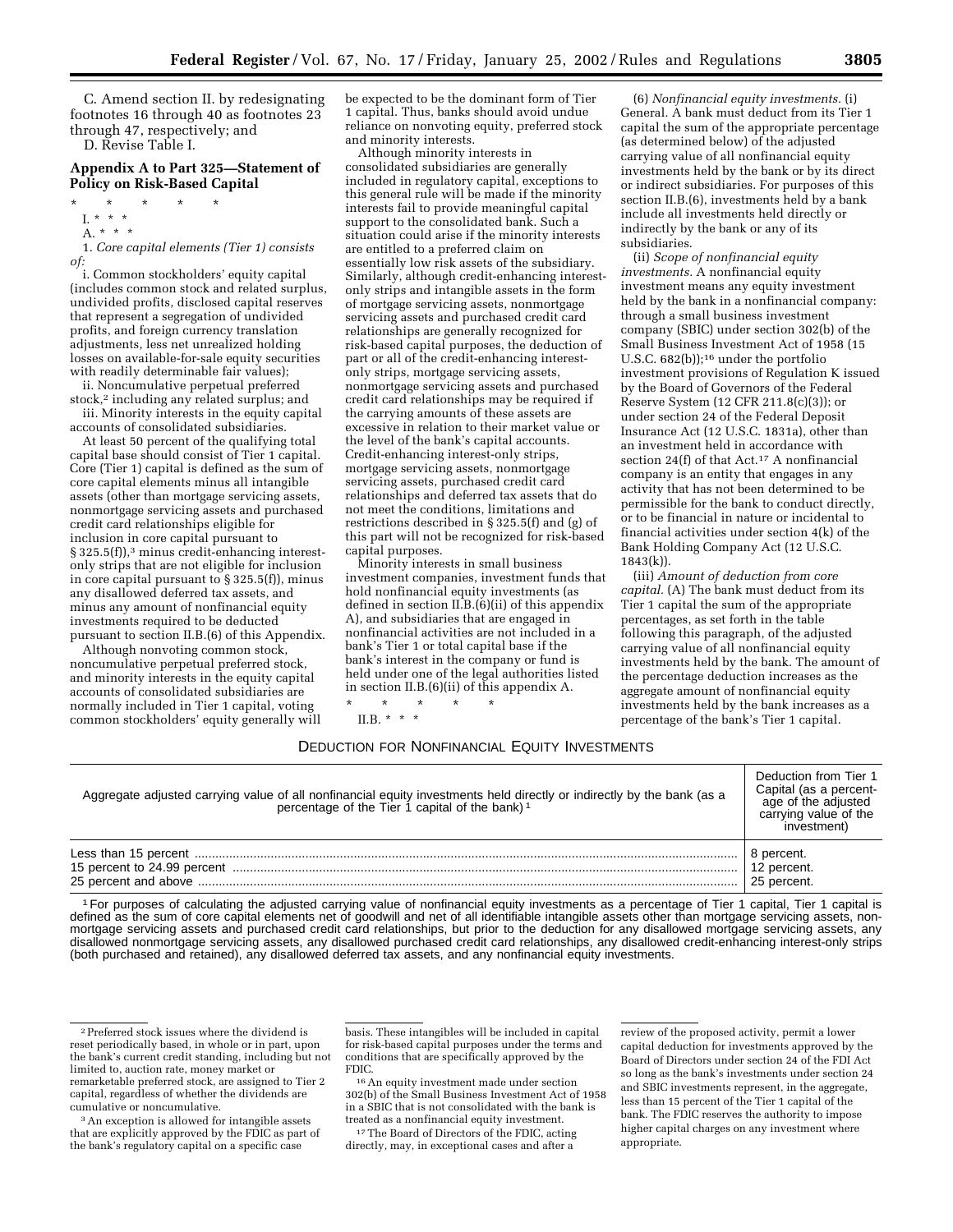C. Amend section II. by redesignating footnotes 16 through 40 as footnotes 23 through 47, respectively; and

D. Revise Table I.

## Appendix A to Part 325—Statement of Policy on Risk-Based Capital

\* \* \* \* \*

I. \* \* \*

A. \* \* \*

1. *Core capital elements (Tier 1) consists of:*

i. Common stockholders' equity capital (includes common stock and related surplus, undivided profits, disclosed capital reserves that represent a segregation of undivided profits, and foreign currency translation adjustments, less net unrealized holding losses on available-for-sale equity securities with readily determinable fair values);

ii. Noncumulative perpetual preferred stock,[2] including any related surplus; and

iii. Minority interests in the equity capital accounts of consolidated subsidiaries.

At least 50 percent of the qualifying total capital base should consist of Tier 1 capital. Core (Tier 1) capital is defined as the sum of core capital elements minus all intangible assets (other than mortgage servicing assets, nonmortgage servicing assets and purchased credit card relationships eligible for inclusion in core capital pursuant to § 325.5(f)),[3] minus credit-enhancing interest-only strips that are not eligible for inclusion in core capital pursuant to § 325.5(f)), minus any disallowed deferred tax assets, and minus any amount of nonfinancial equity investments required to be deducted pursuant to section II.B.(6) of this Appendix.

Although nonvoting common stock, noncumulative perpetual preferred stock, and minority interests in the equity capital accounts of consolidated subsidiaries are normally included in Tier 1 capital, voting common stockholders' equity generally will be expected to be the dominant form of Tier 1 capital. Thus, banks should avoid undue reliance on nonvoting equity, preferred stock and minority interests.

Although minority interests in consolidated subsidiaries are generally included in regulatory capital, exceptions to this general rule will be made if the minority interests fail to provide meaningful capital support to the consolidated bank. Such a situation could arise if the minority interests are entitled to a preferred claim on essentially low risk assets of the subsidiary. Similarly, although credit-enhancing interest-only strips and intangible assets in the form of mortgage servicing assets, nonmortgage servicing assets and purchased credit card relationships are generally recognized for risk-based capital purposes, the deduction of part or all of the credit-enhancing interest-only strips, mortgage servicing assets, nonmortgage servicing assets and purchased credit card relationships may be required if the carrying amounts of these assets are excessive in relation to their market value or the level of the bank's capital accounts. Credit-enhancing interest-only strips, mortgage servicing assets, nonmortgage servicing assets, purchased credit card relationships and deferred tax assets that do not meet the conditions, limitations and restrictions described in § 325.5(f) and (g) of this part will not be recognized for risk-based capital purposes.

Minority interests in small business investment companies, investment funds that hold nonfinancial equity investments (as defined in section II.B.(6)(ii) of this appendix A), and subsidiaries that are engaged in nonfinancial activities are not included in a bank's Tier 1 or total capital base if the bank's interest in the company or fund is held under one of the legal authorities listed in section II.B.(6)(ii) of this appendix A.

\* \* \* \* \*

II.B. \* \* \*

(6) *Nonfinancial equity investments.* (i) General. A bank must deduct from its Tier 1 capital the sum of the appropriate percentage (as determined below) of the adjusted carrying value of all nonfinancial equity investments held by the bank or by its direct or indirect subsidiaries. For purposes of this section II.B.(6), investments held by a bank include all investments held directly or indirectly by the bank or any of its subsidiaries.

(ii) *Scope of nonfinancial equity investments.* A nonfinancial equity investment means any equity investment held by the bank in a nonfinancial company: through a small business investment company (SBIC) under section 302(b) of the Small Business Investment Act of 1958 (15 U.S.C. 682(b));[16] under the portfolio investment provisions of Regulation K issued by the Board of Governors of the Federal Reserve System (12 CFR 211.8(c)(3)); or under section 24 of the Federal Deposit Insurance Act (12 U.S.C. 1831a), other than an investment held in accordance with section 24(f) of that Act.[17] A nonfinancial company is an entity that engages in any activity that has not been determined to be permissible for the bank to conduct directly, or to be financial in nature or incidental to financial activities under section 4(k) of the Bank Holding Company Act (12 U.S.C. 1843(k)).

(iii) *Amount of deduction from core capital.* (A) The bank must deduct from its Tier 1 capital the sum of the appropriate percentages, as set forth in the table following this paragraph, of the adjusted carrying value of all nonfinancial equity investments held by the bank. The amount of the percentage deduction increases as the aggregate amount of nonfinancial equity investments held by the bank increases as a percentage of the bank's Tier 1 capital.

DEDUCTION FOR NONFINANCIAL EQUITY INVESTMENTS

| Aggregate adjusted carrying value of all nonfinancial equity investments held directly or indirectly by the bank (as a percentage of the Tier 1 capital of the bank)[1] | Deduction from Tier 1 Capital (as a percentage of the adjusted carrying value of the investment) |
|---|---|
| Less than 15 percent | 8 percent. |
| 15 percent to 24.99 percent | 12 percent. |
| 25 percent and above | 25 percent. |

[1] For purposes of calculating the adjusted carrying value of nonfinancial equity investments as a percentage of Tier 1 capital, Tier 1 capital is defined as the sum of core capital elements net of goodwill and net of all identifiable intangible assets other than mortgage servicing assets, nonmortgage servicing assets and purchased credit card relationships, but prior to the deduction for any disallowed mortgage servicing assets, any disallowed nonmortgage servicing assets, any disallowed purchased credit card relationships, any disallowed credit-enhancing interest-only strips (both purchased and retained), any disallowed deferred tax assets, and any nonfinancial equity investments.

[2] Preferred stock issues where the dividend is reset periodically based, in whole or in part, upon the bank's current credit standing, including but not limited to, auction rate, money market or remarketable preferred stock, are assigned to Tier 2 capital, regardless of whether the dividends are cumulative or noncumulative.

[3] An exception is allowed for intangible assets that are explicitly approved by the FDIC as part of the bank's regulatory capital on a specific case basis. These intangibles will be included in capital for risk-based capital purposes under the terms and conditions that are specifically approved by the FDIC.

[16] An equity investment made under section 302(b) of the Small Business Investment Act of 1958 in a SBIC that is not consolidated with the bank is treated as a nonfinancial equity investment.

[17] The Board of Directors of the FDIC, acting directly, may, in exceptional cases and after a review of the proposed activity, permit a lower capital deduction for investments approved by the Board of Directors under section 24 of the FDI Act so long as the bank's investments under section 24 and SBIC investments represent, in the aggregate, less than 15 percent of the Tier 1 capital of the bank. The FDIC reserves the authority to impose higher capital charges on any investment where appropriate.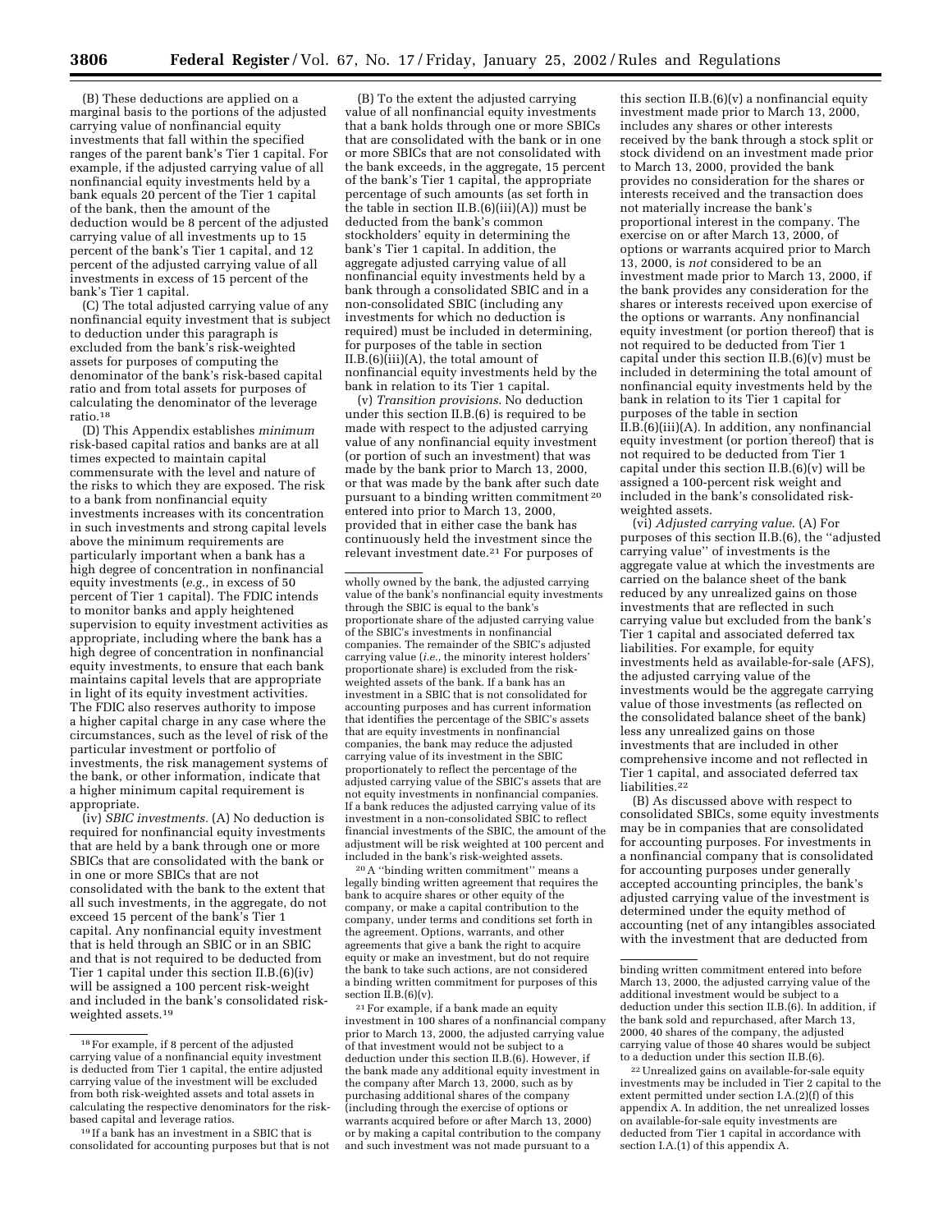(B) These deductions are applied on a marginal basis to the portions of the adjusted carrying value of nonfinancial equity investments that fall within the specified ranges of the parent bank's Tier 1 capital. For example, if the adjusted carrying value of all nonfinancial equity investments held by a bank equals 20 percent of the Tier 1 capital of the bank, then the amount of the deduction would be 8 percent of the adjusted carrying value of all investments up to 15 percent of the bank's Tier 1 capital, and 12 percent of the adjusted carrying value of all investments in excess of 15 percent of the bank's Tier 1 capital.

(C) The total adjusted carrying value of any nonfinancial equity investment that is subject to deduction under this paragraph is excluded from the bank's risk-weighted assets for purposes of computing the denominator of the bank's risk-based capital ratio and from total assets for purposes of calculating the denominator of the leverage ratio.[18]

(D) This Appendix establishes *minimum* risk-based capital ratios and banks are at all times expected to maintain capital commensurate with the level and nature of the risks to which they are exposed. The risk to a bank from nonfinancial equity investments increases with its concentration in such investments and strong capital levels above the minimum requirements are particularly important when a bank has a high degree of concentration in nonfinancial equity investments (*e.g.*, in excess of 50 percent of Tier 1 capital). The FDIC intends to monitor banks and apply heightened supervision to equity investment activities as appropriate, including where the bank has a high degree of concentration in nonfinancial equity investments, to ensure that each bank maintains capital levels that are appropriate in light of its equity investment activities. The FDIC also reserves authority to impose a higher capital charge in any case where the circumstances, such as the level of risk of the particular investment or portfolio of investments, the risk management systems of the bank, or other information, indicate that a higher minimum capital requirement is appropriate.

(iv) *SBIC investments.* (A) No deduction is required for nonfinancial equity investments that are held by a bank through one or more SBICs that are consolidated with the bank or in one or more SBICs that are not consolidated with the bank to the extent that all such investments, in the aggregate, do not exceed 15 percent of the bank's Tier 1 capital. Any nonfinancial equity investment that is held through an SBIC or in an SBIC and that is not required to be deducted from Tier 1 capital under this section II.B.(6)(iv) will be assigned a 100 percent risk-weight and included in the bank's consolidated risk-weighted assets.[19]

(B) To the extent the adjusted carrying value of all nonfinancial equity investments that a bank holds through one or more SBICs that are consolidated with the bank or in one or more SBICs that are not consolidated with the bank exceeds, in the aggregate, 15 percent of the bank's Tier 1 capital, the appropriate percentage of such amounts (as set forth in the table in section II.B.(6)(iii)(A)) must be deducted from the bank's common stockholders' equity in determining the bank's Tier 1 capital. In addition, the aggregate adjusted carrying value of all nonfinancial equity investments held by a bank through a consolidated SBIC and in a non-consolidated SBIC (including any investments for which no deduction is required) must be included in determining, for purposes of the table in section II.B.(6)(iii)(A), the total amount of nonfinancial equity investments held by the bank in relation to its Tier 1 capital.

(v) *Transition provisions.* No deduction under this section II.B.(6) is required to be made with respect to the adjusted carrying value of any nonfinancial equity investment (or portion of such an investment) that was made by the bank prior to March 13, 2000, or that was made by the bank after such date pursuant to a binding written commitment[20] entered into prior to March 13, 2000, provided that in either case the bank has continuously held the investment since the relevant investment date.[21] For purposes of this section II.B.(6)(v) a nonfinancial equity investment made prior to March 13, 2000, includes any shares or other interests received by the bank through a stock split or stock dividend on an investment made prior to March 13, 2000, provided the bank provides no consideration for the shares or interests received and the transaction does not materially increase the bank's proportional interest in the company. The exercise on or after March 13, 2000, of options or warrants acquired prior to March 13, 2000, is *not* considered to be an investment made prior to March 13, 2000, if the bank provides any consideration for the shares or interests received upon exercise of the options or warrants. Any nonfinancial equity investment (or portion thereof) that is not required to be deducted from Tier 1 capital under this section II.B.(6)(v) must be included in determining the total amount of nonfinancial equity investments held by the bank in relation to its Tier 1 capital for purposes of the table in section II.B.(6)(iii)(A). In addition, any nonfinancial equity investment (or portion thereof) that is not required to be deducted from Tier 1 capital under this section II.B.(6)(v) will be assigned a 100-percent risk weight and included in the bank's consolidated risk-weighted assets.

(vi) *Adjusted carrying value.* (A) For purposes of this section II.B.(6), the "adjusted carrying value" of investments is the aggregate value at which the investments are carried on the balance sheet of the bank reduced by any unrealized gains on those investments that are reflected in such carrying value but excluded from the bank's Tier 1 capital and associated deferred tax liabilities. For example, for equity investments held as available-for-sale (AFS), the adjusted carrying value of the investments would be the aggregate carrying value of those investments (as reflected on the consolidated balance sheet of the bank) less any unrealized gains on those investments that are included in other comprehensive income and not reflected in Tier 1 capital, and associated deferred tax liabilities.[22]

(B) As discussed above with respect to consolidated SBICs, some equity investments may be in companies that are consolidated for accounting purposes. For investments in a nonfinancial company that is consolidated for accounting purposes under generally accepted accounting principles, the bank's adjusted carrying value of the investment is determined under the equity method of accounting (net of any intangibles associated with the investment that are deducted from

---

[18] For example, if 8 percent of the adjusted carrying value of a nonfinancial equity investment is deducted from Tier 1 capital, the entire adjusted carrying value of the investment will be excluded from both risk-weighted assets and total assets in calculating the respective denominators for the risk-based capital and leverage ratios.

[19] If a bank has an investment in a SBIC that is consolidated for accounting purposes but that is not wholly owned by the bank, the adjusted carrying value of the bank's nonfinancial equity investments through the SBIC is equal to the bank's proportionate share of the adjusted carrying value of the SBIC's investments in nonfinancial companies. The remainder of the SBIC's adjusted carrying value (*i.e.*, the minority interest holders' proportionate share) is excluded from the risk-weighted assets of the bank. If a bank has an investment in a SBIC that is not consolidated for accounting purposes and has current information that identifies the percentage of the SBIC's assets that are equity investments in nonfinancial companies, the bank may reduce the adjusted carrying value of its investment in the SBIC proportionately to reflect the percentage of the adjusted carrying value of the SBIC's assets that are not equity investments in nonfinancial companies. If a bank reduces the adjusted carrying value of its investment in a non-consolidated SBIC to reflect financial investments of the SBIC, the amount of the adjustment will be risk weighted at 100 percent and included in the bank's risk-weighted assets.

[20] A "binding written commitment" means a legally binding written agreement that requires the bank to acquire shares or other equity of the company, or make a capital contribution to the company, under terms and conditions set forth in the agreement. Options, warrants, and other agreements that give a bank the right to acquire equity or make an investment, but do not require the bank to take such actions, are not considered a binding written commitment for purposes of this section II.B.(6)(v).

[21] For example, if a bank made an equity investment in 100 shares of a nonfinancial company prior to March 13, 2000, the adjusted carrying value of that investment would not be subject to a deduction under this section II.B.(6). However, if the bank made any additional equity investment in the company after March 13, 2000, such as by purchasing additional shares of the company (including through the exercise of options or warrants acquired before or after March 13, 2000) or by making a capital contribution to the company and such investment was not made pursuant to a binding written commitment entered into before March 13, 2000, the adjusted carrying value of the additional investment would be subject to a deduction under this section II.B.(6). In addition, if the bank sold and repurchased, after March 13, 2000, 40 shares of the company, the adjusted carrying value of those 40 shares would be subject to a deduction under this section II.B.(6).

[22] Unrealized gains on available-for-sale equity investments may be included in Tier 2 capital to the extent permitted under section I.A.(2)(f) of this appendix A. In addition, the net unrealized losses on available-for-sale equity investments are deducted from Tier 1 capital in accordance with section I.A.(1) of this appendix A.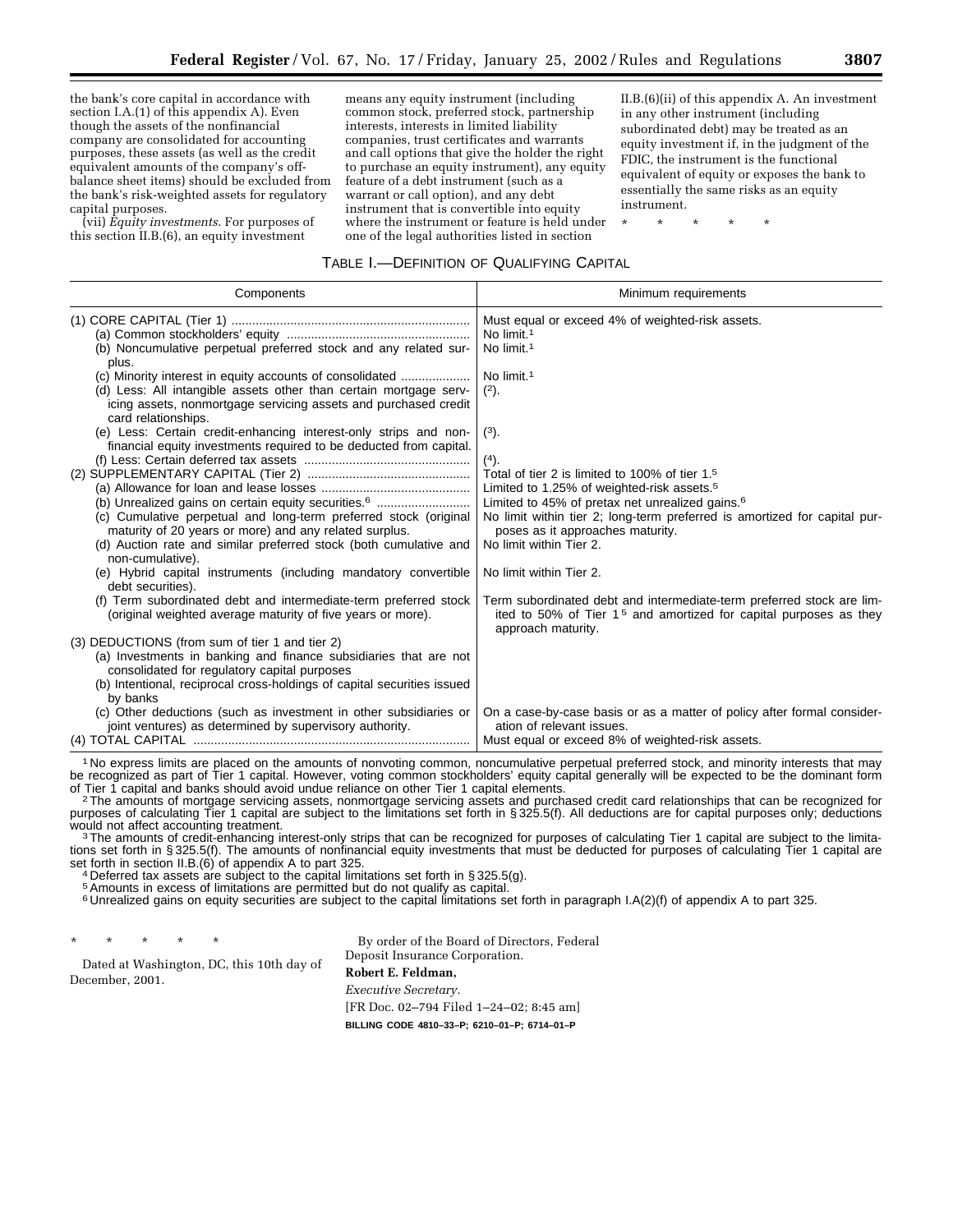the bank's core capital in accordance with section I.A.(1) of this appendix A). Even though the assets of the nonfinancial company are consolidated for accounting purposes, these assets (as well as the credit equivalent amounts of the company's off-balance sheet items) should be excluded from the bank's risk-weighted assets for regulatory capital purposes.

(vii) *Equity investments*. For purposes of this section II.B.(6), an equity investment means any equity instrument (including common stock, preferred stock, partnership interests, interests in limited liability companies, trust certificates and warrants and call options that give the holder the right to purchase an equity instrument), any equity feature of a debt instrument (such as a warrant or call option), and any debt instrument that is convertible into equity where the instrument or feature is held under one of the legal authorities listed in section II.B.(6)(ii) of this appendix A. An investment in any other instrument (including subordinated debt) may be treated as an equity investment if, in the judgment of the FDIC, the instrument is the functional equivalent of equity or exposes the bank to essentially the same risks as an equity instrument.

\* \* \* \* \*

TABLE I.—DEFINITION OF QUALIFYING CAPITAL

| Components | Minimum requirements |
|---|---|
| (1) CORE CAPITAL (Tier 1) | Must equal or exceed 4% of weighted-risk assets. |
| (a) Common stockholders' equity | No limit.[1] |
| (b) Noncumulative perpetual preferred stock and any related surplus. | No limit.[1] |
| (c) Minority interest in equity accounts of consolidated | No limit.[1] |
| (d) Less: All intangible assets other than certain mortgage servicing assets, nonmortgage servicing assets and purchased credit card relationships. | ([2]). |
| (e) Less: Certain credit-enhancing interest-only strips and nonfinancial equity investments required to be deducted from capital. | ([3]). |
| (f) Less: Certain deferred tax assets | ([4]). |
| (2) SUPPLEMENTARY CAPITAL (Tier 2) | Total of tier 2 is limited to 100% of tier 1.[5] |
| (a) Allowance for loan and lease losses | Limited to 1.25% of weighted-risk assets.[5] |
| (b) Unrealized gains on certain equity securities.[6] | Limited to 45% of pretax net unrealized gains.[6] |
| (c) Cumulative perpetual and long-term preferred stock (original maturity of 20 years or more) and any related surplus. | No limit within tier 2; long-term preferred is amortized for capital purposes as it approaches maturity. |
| (d) Auction rate and similar preferred stock (both cumulative and non-cumulative). | No limit within Tier 2. |
| (e) Hybrid capital instruments (including mandatory convertible debt securities). | No limit within Tier 2. |
| (f) Term subordinated debt and intermediate-term preferred stock (original weighted average maturity of five years or more). | Term subordinated debt and intermediate-term preferred stock are limited to 50% of Tier 1[5] and amortized for capital purposes as they approach maturity. |
| (3) DEDUCTIONS (from sum of tier 1 and tier 2) | |
| (a) Investments in banking and finance subsidiaries that are not consolidated for regulatory capital purposes | |
| (b) Intentional, reciprocal cross-holdings of capital securities issued by banks | |
| (c) Other deductions (such as investment in other subsidiaries or joint ventures) as determined by supervisory authority. | On a case-by-case basis or as a matter of policy after formal consideration of relevant issues. |
| (4) TOTAL CAPITAL | Must equal or exceed 8% of weighted-risk assets. |

[1] No express limits are placed on the amounts of nonvoting common, noncumulative perpetual preferred stock, and minority interests that may be recognized as part of Tier 1 capital. However, voting common stockholders' equity capital generally will be expected to be the dominant form of Tier 1 capital and banks should avoid undue reliance on other Tier 1 capital elements.

[2] The amounts of mortgage servicing assets, nonmortgage servicing assets and purchased credit card relationships that can be recognized for purposes of calculating Tier 1 capital are subject to the limitations set forth in § 325.5(f). All deductions are for capital purposes only; deductions would not affect accounting treatment.

[3] The amounts of credit-enhancing interest-only strips that can be recognized for purposes of calculating Tier 1 capital are subject to the limitations set forth in § 325.5(f). The amounts of nonfinancial equity investments that must be deducted for purposes of calculating Tier 1 capital are set forth in section II.B.(6) of appendix A to part 325.

[4] Deferred tax assets are subject to the capital limitations set forth in § 325.5(g).

[5] Amounts in excess of limitations are permitted but do not qualify as capital.

[6] Unrealized gains on equity securities are subject to the capital limitations set forth in paragraph I.A(2)(f) of appendix A to part 325.

\* \* \* \* \*

Dated at Washington, DC, this 10th day of December, 2001.

By order of the Board of Directors, Federal Deposit Insurance Corporation.

**Robert E. Feldman,**

*Executive Secretary.*

[FR Doc. 02–794 Filed 1–24–02; 8:45 am]

**BILLING CODE 4810–33–P; 6210–01–P; 6714–01–P**